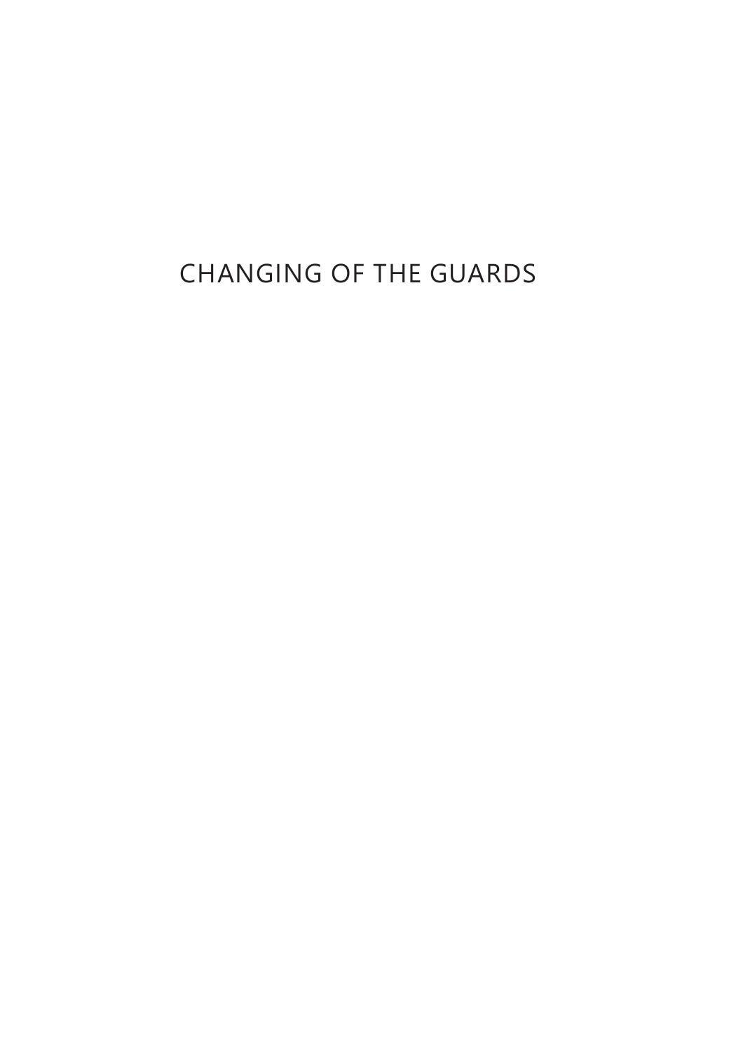# CHANGING OF THE GUARDS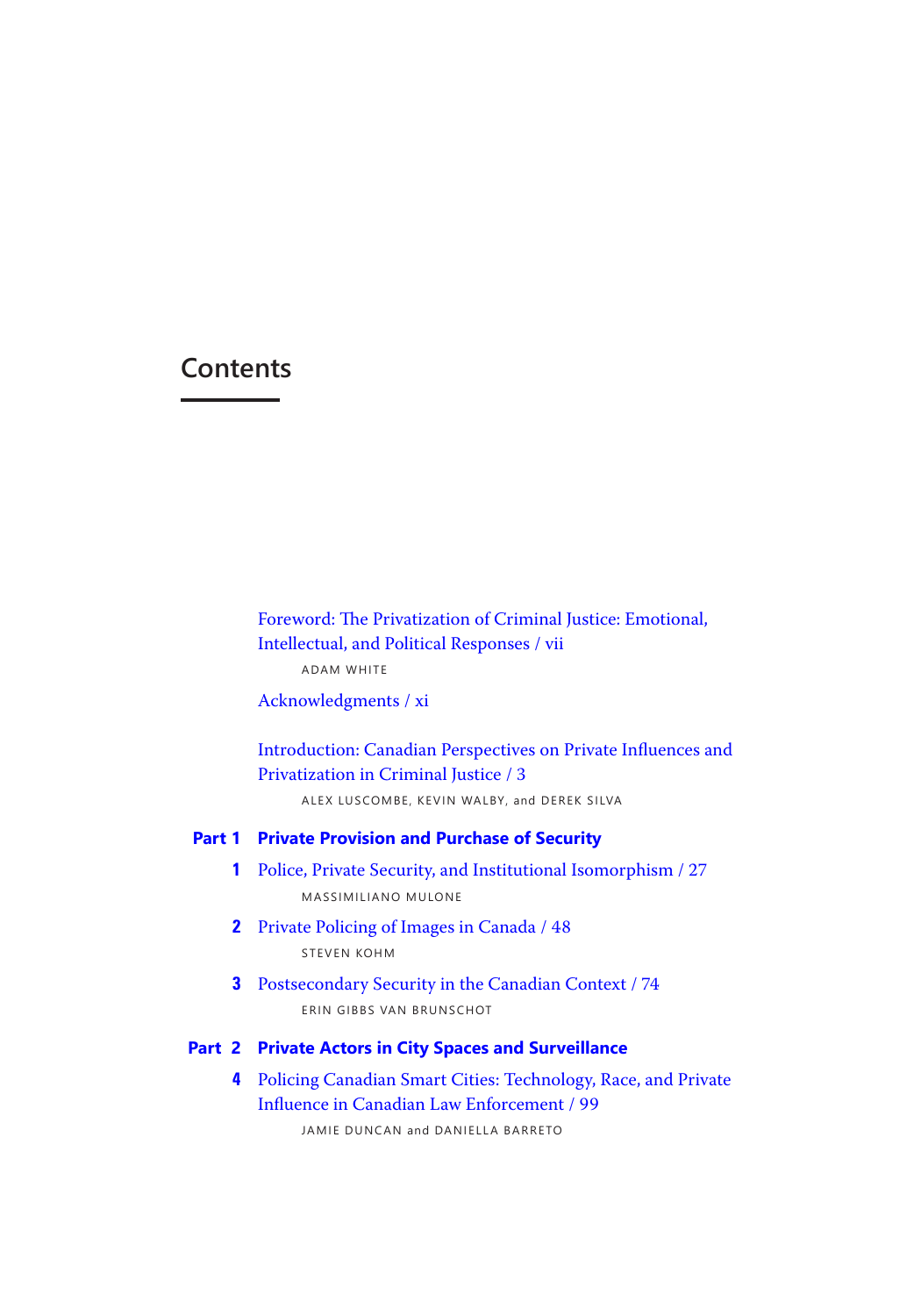# Contents

Foreword: The Privatization of Criminal Justice: Emotional, Intellectual, and Political Responses / vii
ADAM WHITE

Acknowledgments / xi

Introduction: Canadian Perspectives on Private Influences and Privatization in Criminal Justice / 3
ALEX LUSCOMBE, KEVIN WALBY, and DEREK SILVA

## Part 1 Private Provision and Purchase of Security

**1** Police, Private Security, and Institutional Isomorphism / 27
MASSIMILIANO MULONE

**2** Private Policing of Images in Canada / 48
STEVEN KOHM

**3** Postsecondary Security in the Canadian Context / 74
ERIN GIBBS VAN BRUNSCHOT

## Part 2 Private Actors in City Spaces and Surveillance

**4** Policing Canadian Smart Cities: Technology, Race, and Private Influence in Canadian Law Enforcement / 99
JAMIE DUNCAN and DANIELLA BARRETO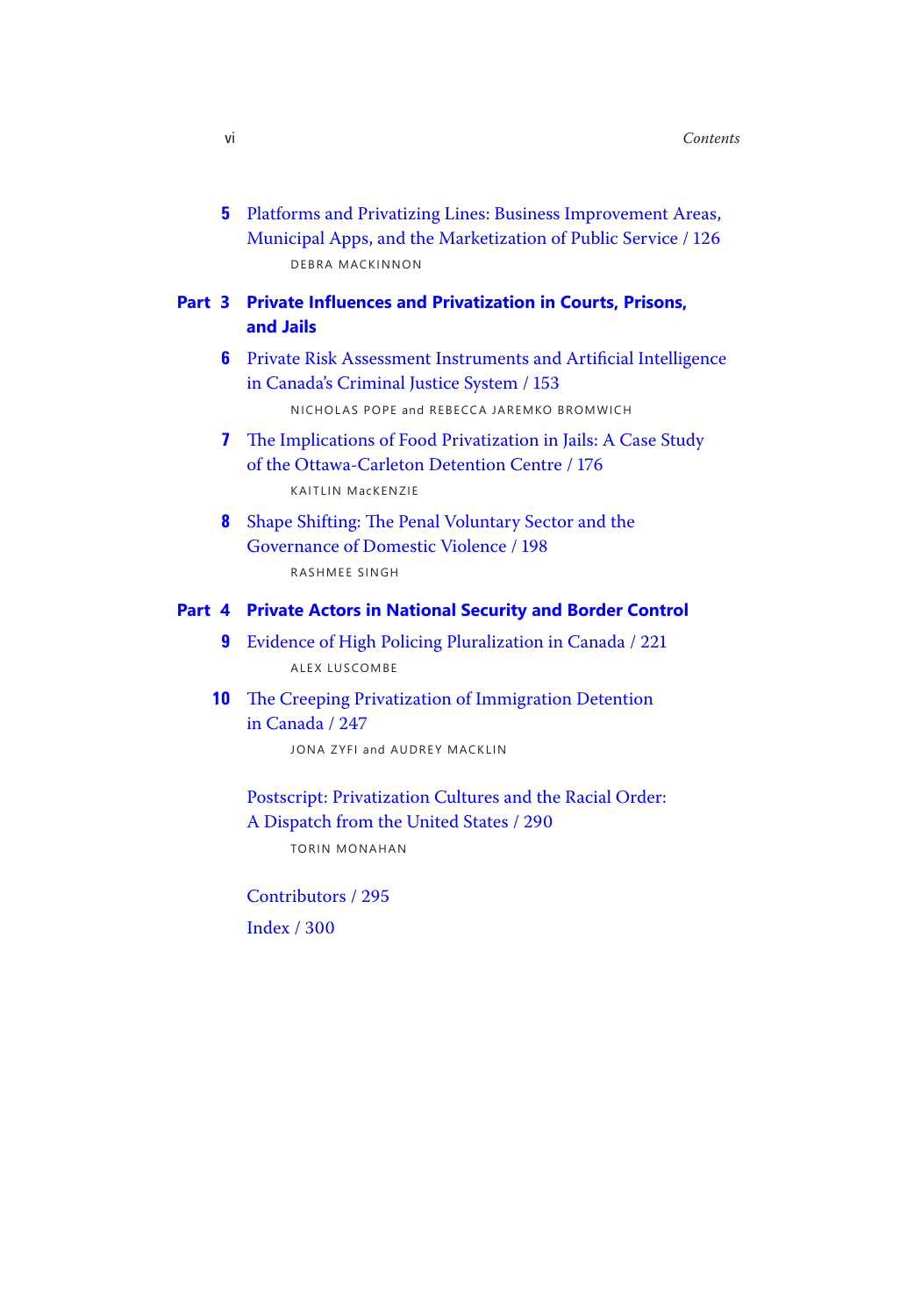5 Platforms and Privatizing Lines: Business Improvement Areas, Municipal Apps, and the Marketization of Public Service / 126
DEBRA MACKINNON

## Part 3 Private Influences and Privatization in Courts, Prisons, and Jails

6 Private Risk Assessment Instruments and Artificial Intelligence in Canada's Criminal Justice System / 153
NICHOLAS POPE and REBECCA JAREMKO BROMWICH

7 The Implications of Food Privatization in Jails: A Case Study of the Ottawa-Carleton Detention Centre / 176
KAITLIN MacKENZIE

8 Shape Shifting: The Penal Voluntary Sector and the Governance of Domestic Violence / 198
RASHMEE SINGH

## Part 4 Private Actors in National Security and Border Control

9 Evidence of High Policing Pluralization in Canada / 221
ALEX LUSCOMBE

10 The Creeping Privatization of Immigration Detention in Canada / 247
JONA ZYFI and AUDREY MACKLIN

Postscript: Privatization Cultures and the Racial Order: A Dispatch from the United States / 290
TORIN MONAHAN

Contributors / 295

Index / 300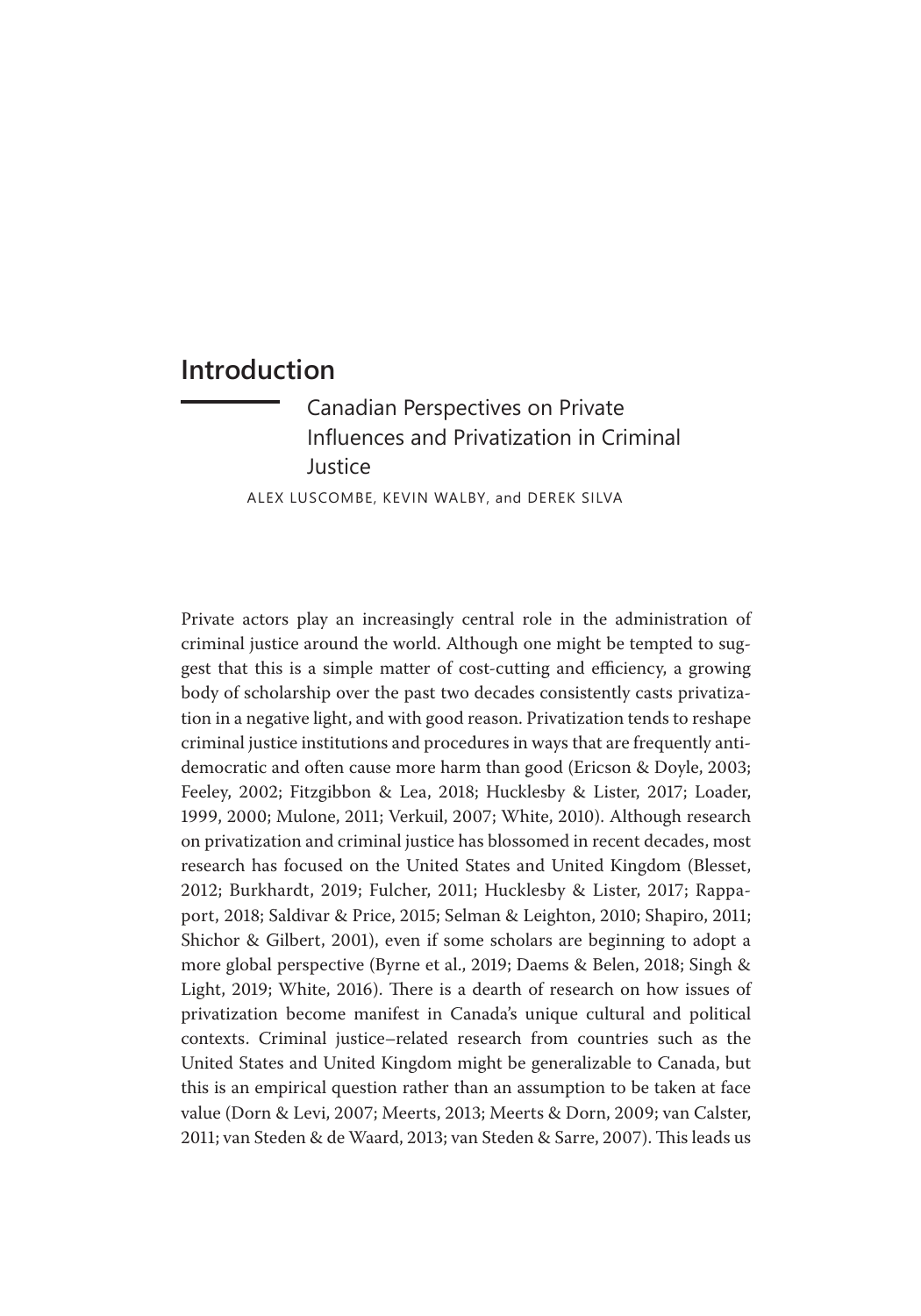# Introduction

## Canadian Perspectives on Private Influences and Privatization in Criminal Justice

ALEX LUSCOMBE, KEVIN WALBY, and DEREK SILVA

Private actors play an increasingly central role in the administration of criminal justice around the world. Although one might be tempted to suggest that this is a simple matter of cost-cutting and efficiency, a growing body of scholarship over the past two decades consistently casts privatization in a negative light, and with good reason. Privatization tends to reshape criminal justice institutions and procedures in ways that are frequently antidemocratic and often cause more harm than good (Ericson & Doyle, 2003; Feeley, 2002; Fitzgibbon & Lea, 2018; Hucklesby & Lister, 2017; Loader, 1999, 2000; Mulone, 2011; Verkuil, 2007; White, 2010). Although research on privatization and criminal justice has blossomed in recent decades, most research has focused on the United States and United Kingdom (Blesset, 2012; Burkhardt, 2019; Fulcher, 2011; Hucklesby & Lister, 2017; Rappaport, 2018; Saldivar & Price, 2015; Selman & Leighton, 2010; Shapiro, 2011; Shichor & Gilbert, 2001), even if some scholars are beginning to adopt a more global perspective (Byrne et al., 2019; Daems & Belen, 2018; Singh & Light, 2019; White, 2016). There is a dearth of research on how issues of privatization become manifest in Canada's unique cultural and political contexts. Criminal justice–related research from countries such as the United States and United Kingdom might be generalizable to Canada, but this is an empirical question rather than an assumption to be taken at face value (Dorn & Levi, 2007; Meerts, 2013; Meerts & Dorn, 2009; van Calster, 2011; van Steden & de Waard, 2013; van Steden & Sarre, 2007). This leads us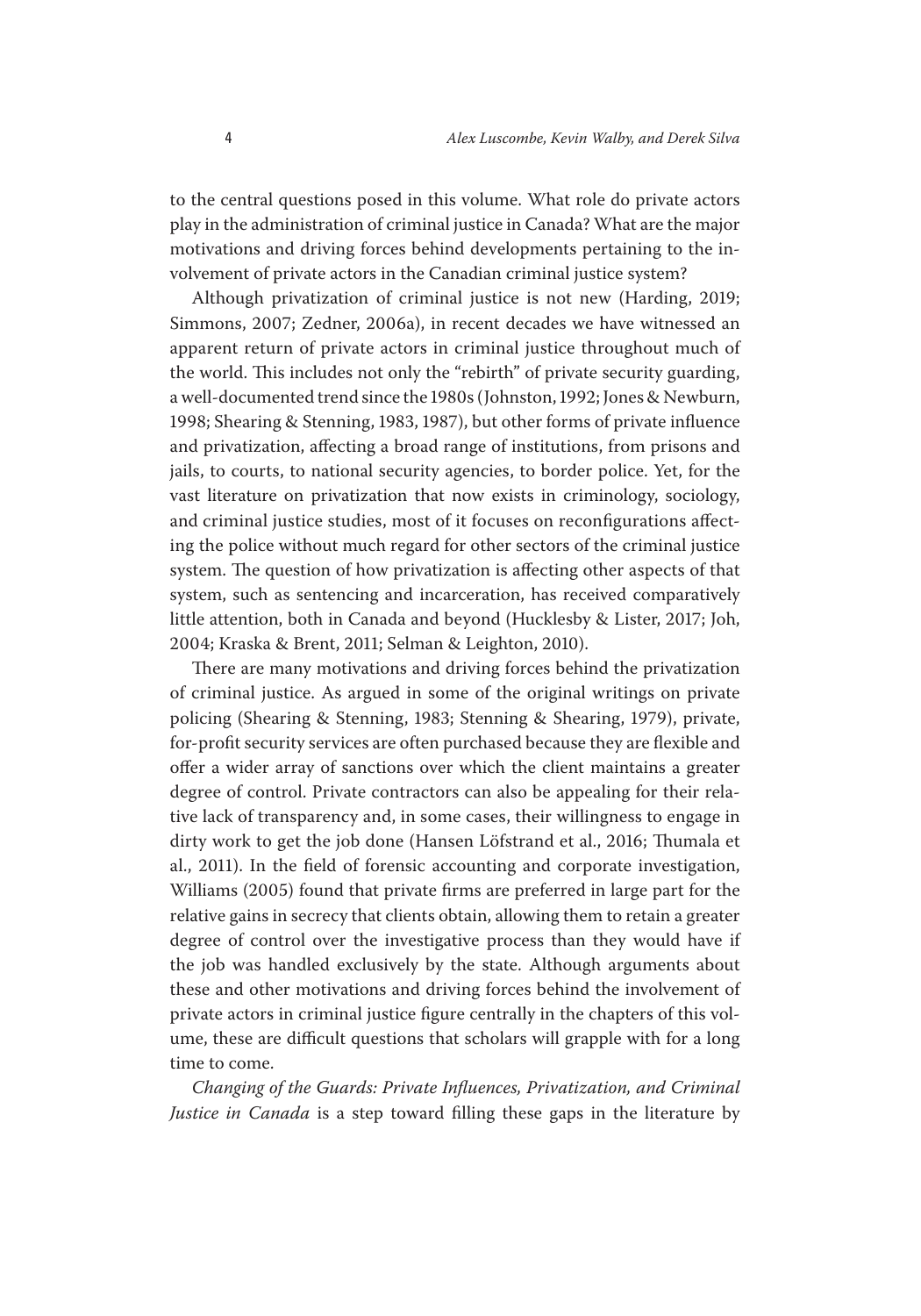to the central questions posed in this volume. What role do private actors play in the administration of criminal justice in Canada? What are the major motivations and driving forces behind developments pertaining to the involvement of private actors in the Canadian criminal justice system?

Although privatization of criminal justice is not new (Harding, 2019; Simmons, 2007; Zedner, 2006a), in recent decades we have witnessed an apparent return of private actors in criminal justice throughout much of the world. This includes not only the "rebirth" of private security guarding, a well-documented trend since the 1980s (Johnston, 1992; Jones & Newburn, 1998; Shearing & Stenning, 1983, 1987), but other forms of private influence and privatization, affecting a broad range of institutions, from prisons and jails, to courts, to national security agencies, to border police. Yet, for the vast literature on privatization that now exists in criminology, sociology, and criminal justice studies, most of it focuses on reconfigurations affecting the police without much regard for other sectors of the criminal justice system. The question of how privatization is affecting other aspects of that system, such as sentencing and incarceration, has received comparatively little attention, both in Canada and beyond (Hucklesby & Lister, 2017; Joh, 2004; Kraska & Brent, 2011; Selman & Leighton, 2010).

There are many motivations and driving forces behind the privatization of criminal justice. As argued in some of the original writings on private policing (Shearing & Stenning, 1983; Stenning & Shearing, 1979), private, for-profit security services are often purchased because they are flexible and offer a wider array of sanctions over which the client maintains a greater degree of control. Private contractors can also be appealing for their relative lack of transparency and, in some cases, their willingness to engage in dirty work to get the job done (Hansen Löfstrand et al., 2016; Thumala et al., 2011). In the field of forensic accounting and corporate investigation, Williams (2005) found that private firms are preferred in large part for the relative gains in secrecy that clients obtain, allowing them to retain a greater degree of control over the investigative process than they would have if the job was handled exclusively by the state. Although arguments about these and other motivations and driving forces behind the involvement of private actors in criminal justice figure centrally in the chapters of this volume, these are difficult questions that scholars will grapple with for a long time to come.

*Changing of the Guards: Private Influences, Privatization, and Criminal Justice in Canada* is a step toward filling these gaps in the literature by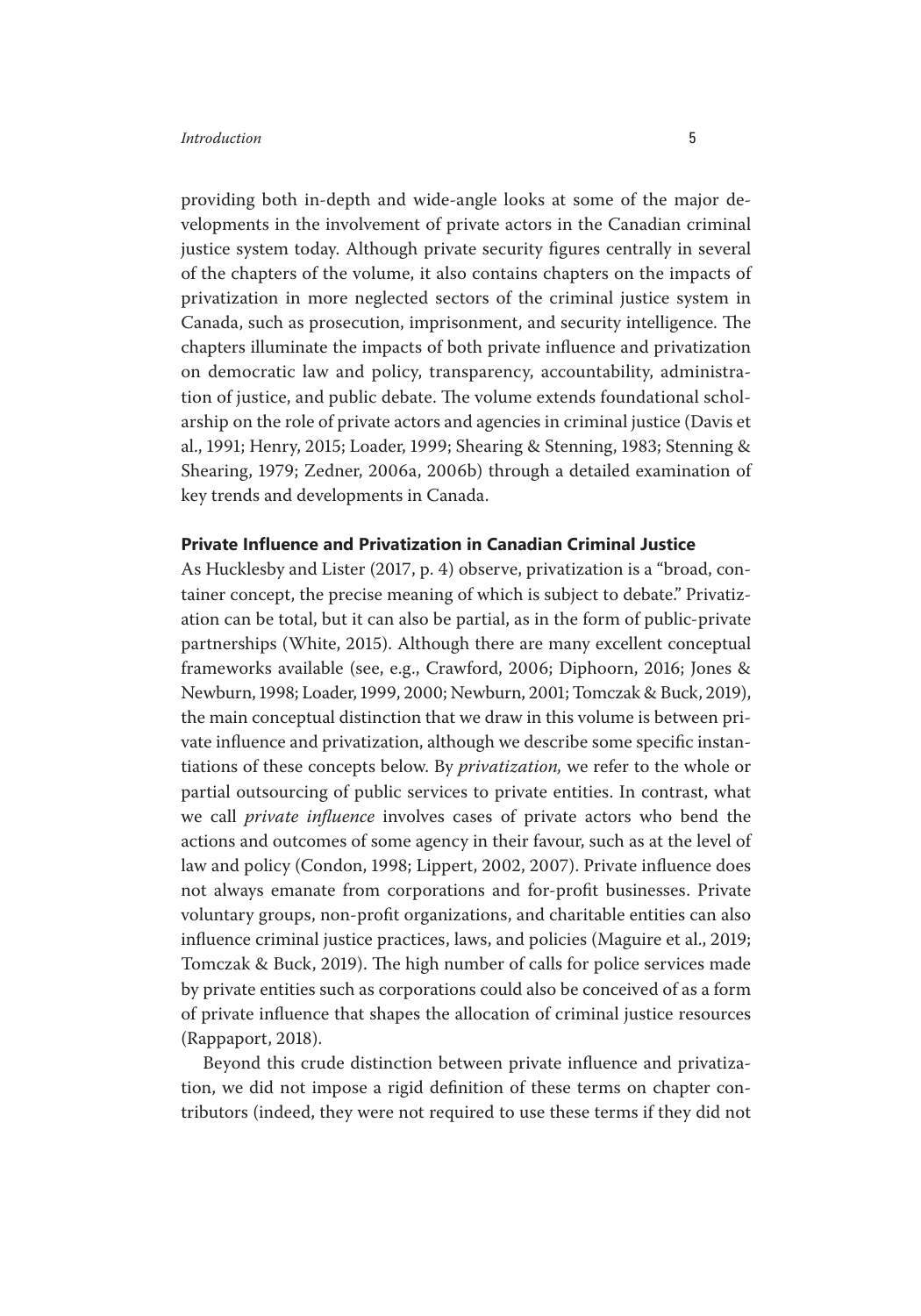providing both in-depth and wide-angle looks at some of the major developments in the involvement of private actors in the Canadian criminal justice system today. Although private security figures centrally in several of the chapters of the volume, it also contains chapters on the impacts of privatization in more neglected sectors of the criminal justice system in Canada, such as prosecution, imprisonment, and security intelligence. The chapters illuminate the impacts of both private influence and privatization on democratic law and policy, transparency, accountability, administration of justice, and public debate. The volume extends foundational scholarship on the role of private actors and agencies in criminal justice (Davis et al., 1991; Henry, 2015; Loader, 1999; Shearing & Stenning, 1983; Stenning & Shearing, 1979; Zedner, 2006a, 2006b) through a detailed examination of key trends and developments in Canada.

## Private Influence and Privatization in Canadian Criminal Justice

As Hucklesby and Lister (2017, p. 4) observe, privatization is a "broad, container concept, the precise meaning of which is subject to debate." Privatization can be total, but it can also be partial, as in the form of public-private partnerships (White, 2015). Although there are many excellent conceptual frameworks available (see, e.g., Crawford, 2006; Diphoorn, 2016; Jones & Newburn, 1998; Loader, 1999, 2000; Newburn, 2001; Tomczak & Buck, 2019), the main conceptual distinction that we draw in this volume is between private influence and privatization, although we describe some specific instantiations of these concepts below. By *privatization,* we refer to the whole or partial outsourcing of public services to private entities. In contrast, what we call *private influence* involves cases of private actors who bend the actions and outcomes of some agency in their favour, such as at the level of law and policy (Condon, 1998; Lippert, 2002, 2007). Private influence does not always emanate from corporations and for-profit businesses. Private voluntary groups, non-profit organizations, and charitable entities can also influence criminal justice practices, laws, and policies (Maguire et al., 2019; Tomczak & Buck, 2019). The high number of calls for police services made by private entities such as corporations could also be conceived of as a form of private influence that shapes the allocation of criminal justice resources (Rappaport, 2018).

Beyond this crude distinction between private influence and privatization, we did not impose a rigid definition of these terms on chapter contributors (indeed, they were not required to use these terms if they did not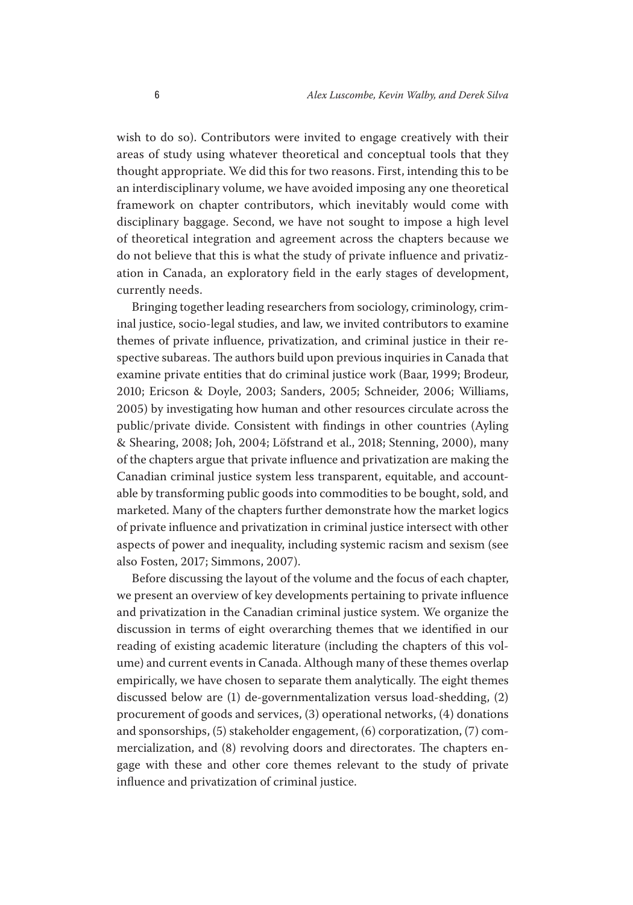wish to do so). Contributors were invited to engage creatively with their areas of study using whatever theoretical and conceptual tools that they thought appropriate. We did this for two reasons. First, intending this to be an interdisciplinary volume, we have avoided imposing any one theoretical framework on chapter contributors, which inevitably would come with disciplinary baggage. Second, we have not sought to impose a high level of theoretical integration and agreement across the chapters because we do not believe that this is what the study of private influence and privatization in Canada, an exploratory field in the early stages of development, currently needs.

Bringing together leading researchers from sociology, criminology, criminal justice, socio-legal studies, and law, we invited contributors to examine themes of private influence, privatization, and criminal justice in their respective subareas. The authors build upon previous inquiries in Canada that examine private entities that do criminal justice work (Baar, 1999; Brodeur, 2010; Ericson & Doyle, 2003; Sanders, 2005; Schneider, 2006; Williams, 2005) by investigating how human and other resources circulate across the public/private divide. Consistent with findings in other countries (Ayling & Shearing, 2008; Joh, 2004; Löfstrand et al., 2018; Stenning, 2000), many of the chapters argue that private influence and privatization are making the Canadian criminal justice system less transparent, equitable, and accountable by transforming public goods into commodities to be bought, sold, and marketed. Many of the chapters further demonstrate how the market logics of private influence and privatization in criminal justice intersect with other aspects of power and inequality, including systemic racism and sexism (see also Fosten, 2017; Simmons, 2007).

Before discussing the layout of the volume and the focus of each chapter, we present an overview of key developments pertaining to private influence and privatization in the Canadian criminal justice system. We organize the discussion in terms of eight overarching themes that we identified in our reading of existing academic literature (including the chapters of this volume) and current events in Canada. Although many of these themes overlap empirically, we have chosen to separate them analytically. The eight themes discussed below are (1) de-governmentalization versus load-shedding, (2) procurement of goods and services, (3) operational networks, (4) donations and sponsorships, (5) stakeholder engagement, (6) corporatization, (7) commercialization, and (8) revolving doors and directorates. The chapters engage with these and other core themes relevant to the study of private influence and privatization of criminal justice.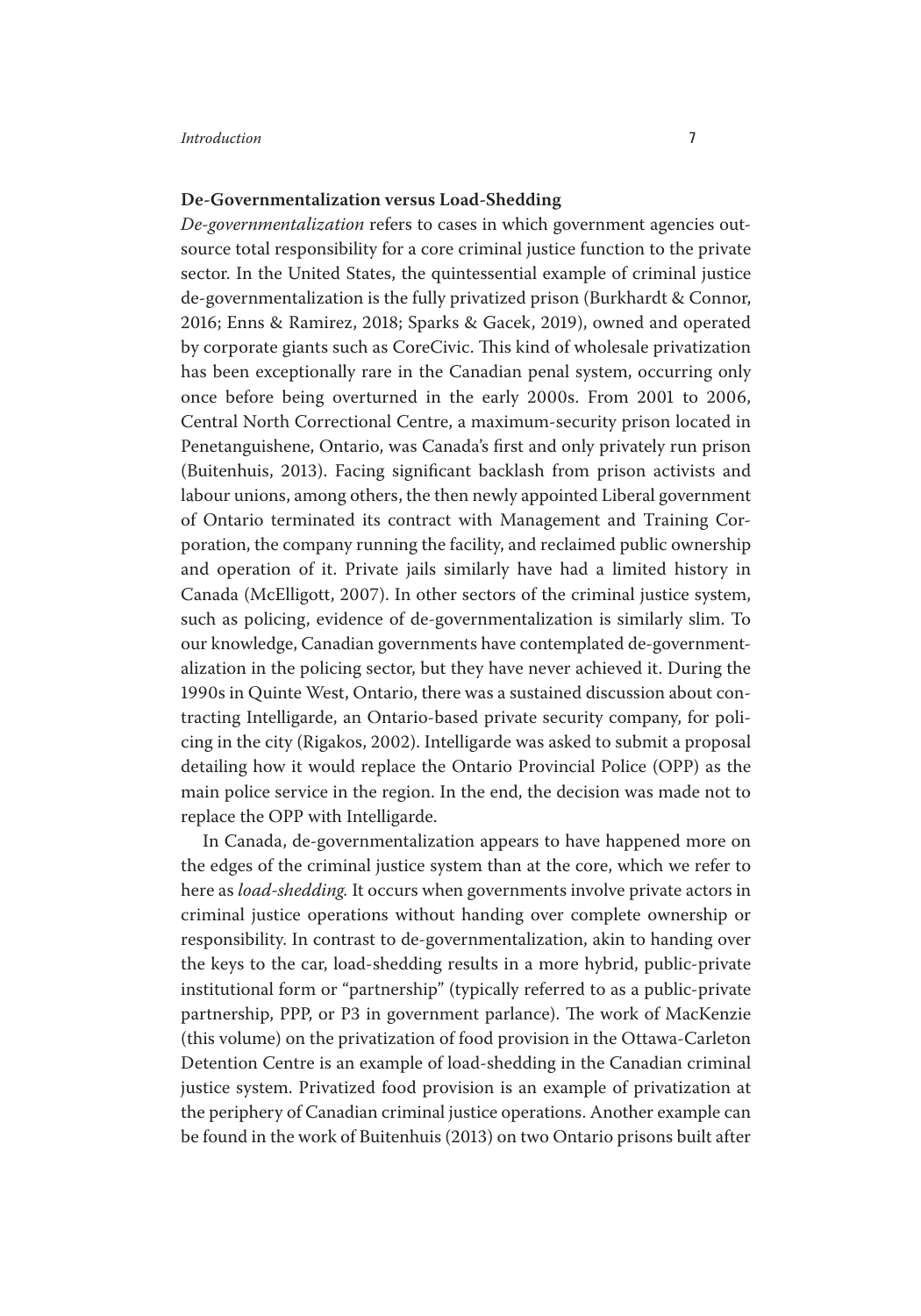### De-Governmentalization versus Load-Shedding

*De-governmentalization* refers to cases in which government agencies outsource total responsibility for a core criminal justice function to the private sector. In the United States, the quintessential example of criminal justice de-governmentalization is the fully privatized prison (Burkhardt & Connor, 2016; Enns & Ramirez, 2018; Sparks & Gacek, 2019), owned and operated by corporate giants such as CoreCivic. This kind of wholesale privatization has been exceptionally rare in the Canadian penal system, occurring only once before being overturned in the early 2000s. From 2001 to 2006, Central North Correctional Centre, a maximum-security prison located in Penetanguishene, Ontario, was Canada's first and only privately run prison (Buitenhuis, 2013). Facing significant backlash from prison activists and labour unions, among others, the then newly appointed Liberal government of Ontario terminated its contract with Management and Training Corporation, the company running the facility, and reclaimed public ownership and operation of it. Private jails similarly have had a limited history in Canada (McElligott, 2007). In other sectors of the criminal justice system, such as policing, evidence of de-governmentalization is similarly slim. To our knowledge, Canadian governments have contemplated de-governmentalization in the policing sector, but they have never achieved it. During the 1990s in Quinte West, Ontario, there was a sustained discussion about contracting Intelligarde, an Ontario-based private security company, for policing in the city (Rigakos, 2002). Intelligarde was asked to submit a proposal detailing how it would replace the Ontario Provincial Police (OPP) as the main police service in the region. In the end, the decision was made not to replace the OPP with Intelligarde.

In Canada, de-governmentalization appears to have happened more on the edges of the criminal justice system than at the core, which we refer to here as *load-shedding*. It occurs when governments involve private actors in criminal justice operations without handing over complete ownership or responsibility. In contrast to de-governmentalization, akin to handing over the keys to the car, load-shedding results in a more hybrid, public-private institutional form or "partnership" (typically referred to as a public-private partnership, PPP, or P3 in government parlance). The work of MacKenzie (this volume) on the privatization of food provision in the Ottawa-Carleton Detention Centre is an example of load-shedding in the Canadian criminal justice system. Privatized food provision is an example of privatization at the periphery of Canadian criminal justice operations. Another example can be found in the work of Buitenhuis (2013) on two Ontario prisons built after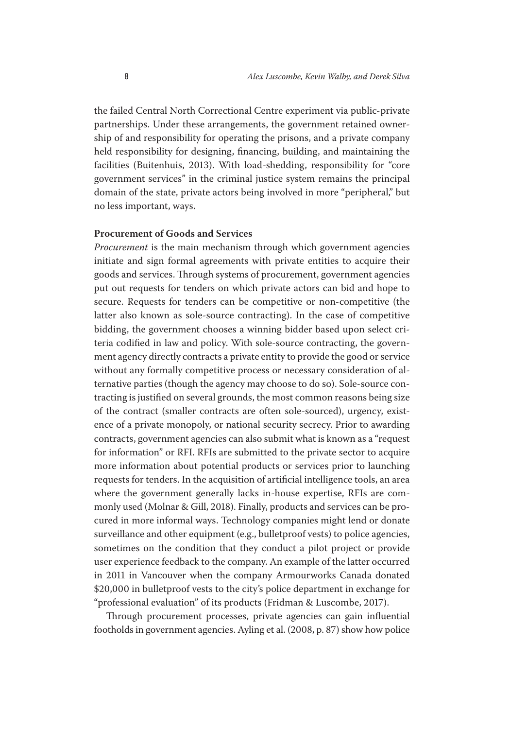the failed Central North Correctional Centre experiment via public-private partnerships. Under these arrangements, the government retained ownership of and responsibility for operating the prisons, and a private company held responsibility for designing, financing, building, and maintaining the facilities (Buitenhuis, 2013). With load-shedding, responsibility for "core government services" in the criminal justice system remains the principal domain of the state, private actors being involved in more "peripheral," but no less important, ways.

**Procurement of Goods and Services**

*Procurement* is the main mechanism through which government agencies initiate and sign formal agreements with private entities to acquire their goods and services. Through systems of procurement, government agencies put out requests for tenders on which private actors can bid and hope to secure. Requests for tenders can be competitive or non-competitive (the latter also known as sole-source contracting). In the case of competitive bidding, the government chooses a winning bidder based upon select criteria codified in law and policy. With sole-source contracting, the government agency directly contracts a private entity to provide the good or service without any formally competitive process or necessary consideration of alternative parties (though the agency may choose to do so). Sole-source contracting is justified on several grounds, the most common reasons being size of the contract (smaller contracts are often sole-sourced), urgency, existence of a private monopoly, or national security secrecy. Prior to awarding contracts, government agencies can also submit what is known as a "request for information" or RFI. RFIs are submitted to the private sector to acquire more information about potential products or services prior to launching requests for tenders. In the acquisition of artificial intelligence tools, an area where the government generally lacks in-house expertise, RFIs are commonly used (Molnar & Gill, 2018). Finally, products and services can be procured in more informal ways. Technology companies might lend or donate surveillance and other equipment (e.g., bulletproof vests) to police agencies, sometimes on the condition that they conduct a pilot project or provide user experience feedback to the company. An example of the latter occurred in 2011 in Vancouver when the company Armourworks Canada donated $20,000 in bulletproof vests to the city's police department in exchange for "professional evaluation" of its products (Fridman & Luscombe, 2017).

Through procurement processes, private agencies can gain influential footholds in government agencies. Ayling et al. (2008, p. 87) show how police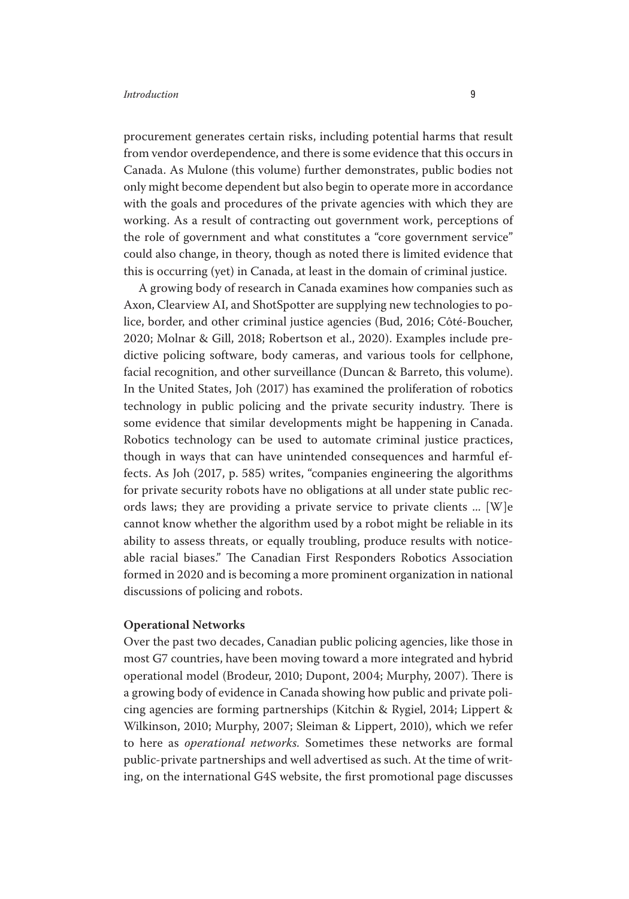procurement generates certain risks, including potential harms that result from vendor overdependence, and there is some evidence that this occurs in Canada. As Mulone (this volume) further demonstrates, public bodies not only might become dependent but also begin to operate more in accordance with the goals and procedures of the private agencies with which they are working. As a result of contracting out government work, perceptions of the role of government and what constitutes a "core government service" could also change, in theory, though as noted there is limited evidence that this is occurring (yet) in Canada, at least in the domain of criminal justice.

A growing body of research in Canada examines how companies such as Axon, Clearview AI, and ShotSpotter are supplying new technologies to police, border, and other criminal justice agencies (Bud, 2016; Côté-Boucher, 2020; Molnar & Gill, 2018; Robertson et al., 2020). Examples include predictive policing software, body cameras, and various tools for cellphone, facial recognition, and other surveillance (Duncan & Barreto, this volume). In the United States, Joh (2017) has examined the proliferation of robotics technology in public policing and the private security industry. There is some evidence that similar developments might be happening in Canada. Robotics technology can be used to automate criminal justice practices, though in ways that can have unintended consequences and harmful effects. As Joh (2017, p. 585) writes, "companies engineering the algorithms for private security robots have no obligations at all under state public records laws; they are providing a private service to private clients ... [W]e cannot know whether the algorithm used by a robot might be reliable in its ability to assess threats, or equally troubling, produce results with noticeable racial biases." The Canadian First Responders Robotics Association formed in 2020 and is becoming a more prominent organization in national discussions of policing and robots.

**Operational Networks**

Over the past two decades, Canadian public policing agencies, like those in most G7 countries, have been moving toward a more integrated and hybrid operational model (Brodeur, 2010; Dupont, 2004; Murphy, 2007). There is a growing body of evidence in Canada showing how public and private policing agencies are forming partnerships (Kitchin & Rygiel, 2014; Lippert & Wilkinson, 2010; Murphy, 2007; Sleiman & Lippert, 2010), which we refer to here as *operational networks*. Sometimes these networks are formal public-private partnerships and well advertised as such. At the time of writing, on the international G4S website, the first promotional page discusses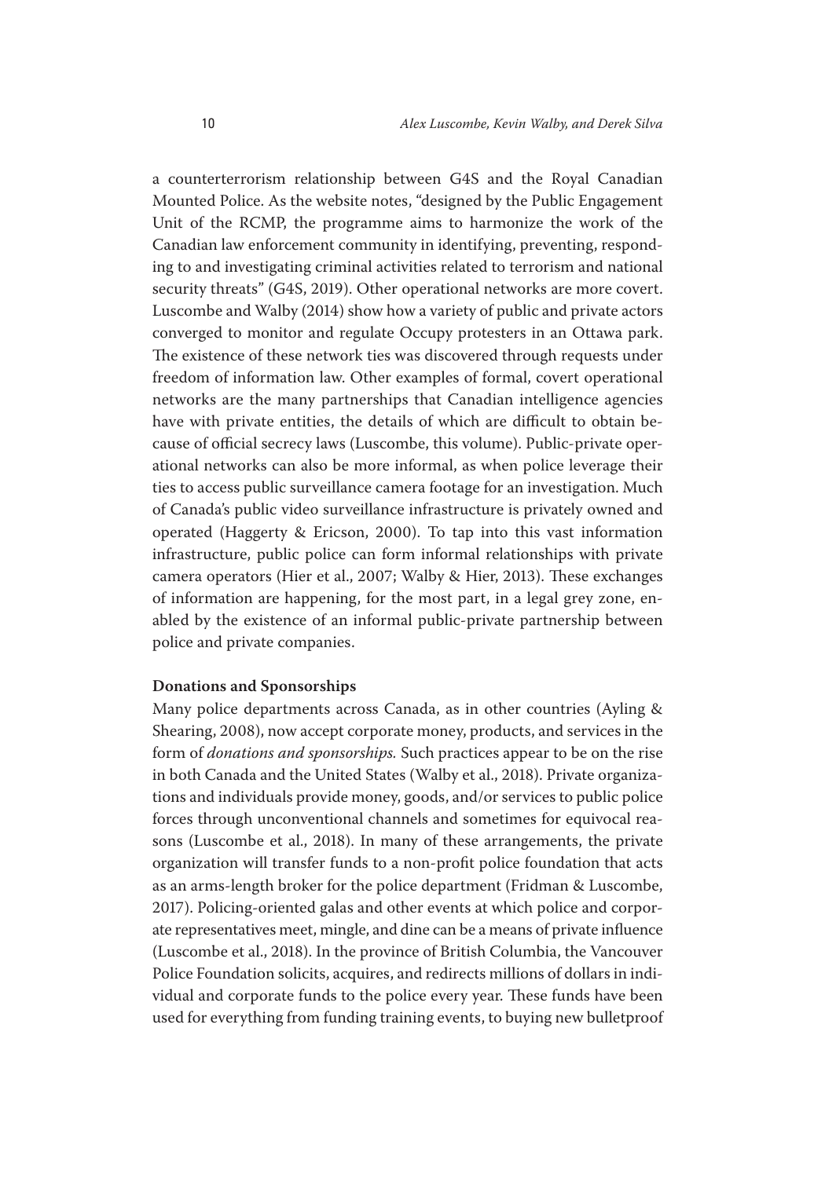a counterterrorism relationship between G4S and the Royal Canadian Mounted Police. As the website notes, "designed by the Public Engagement Unit of the RCMP, the programme aims to harmonize the work of the Canadian law enforcement community in identifying, preventing, responding to and investigating criminal activities related to terrorism and national security threats" (G4S, 2019). Other operational networks are more covert. Luscombe and Walby (2014) show how a variety of public and private actors converged to monitor and regulate Occupy protesters in an Ottawa park. The existence of these network ties was discovered through requests under freedom of information law. Other examples of formal, covert operational networks are the many partnerships that Canadian intelligence agencies have with private entities, the details of which are difficult to obtain because of official secrecy laws (Luscombe, this volume). Public-private operational networks can also be more informal, as when police leverage their ties to access public surveillance camera footage for an investigation. Much of Canada's public video surveillance infrastructure is privately owned and operated (Haggerty & Ericson, 2000). To tap into this vast information infrastructure, public police can form informal relationships with private camera operators (Hier et al., 2007; Walby & Hier, 2013). These exchanges of information are happening, for the most part, in a legal grey zone, enabled by the existence of an informal public-private partnership between police and private companies.

### Donations and Sponsorships

Many police departments across Canada, as in other countries (Ayling & Shearing, 2008), now accept corporate money, products, and services in the form of *donations and sponsorships.* Such practices appear to be on the rise in both Canada and the United States (Walby et al., 2018). Private organizations and individuals provide money, goods, and/or services to public police forces through unconventional channels and sometimes for equivocal reasons (Luscombe et al., 2018). In many of these arrangements, the private organization will transfer funds to a non-profit police foundation that acts as an arms-length broker for the police department (Fridman & Luscombe, 2017). Policing-oriented galas and other events at which police and corporate representatives meet, mingle, and dine can be a means of private influence (Luscombe et al., 2018). In the province of British Columbia, the Vancouver Police Foundation solicits, acquires, and redirects millions of dollars in individual and corporate funds to the police every year. These funds have been used for everything from funding training events, to buying new bulletproof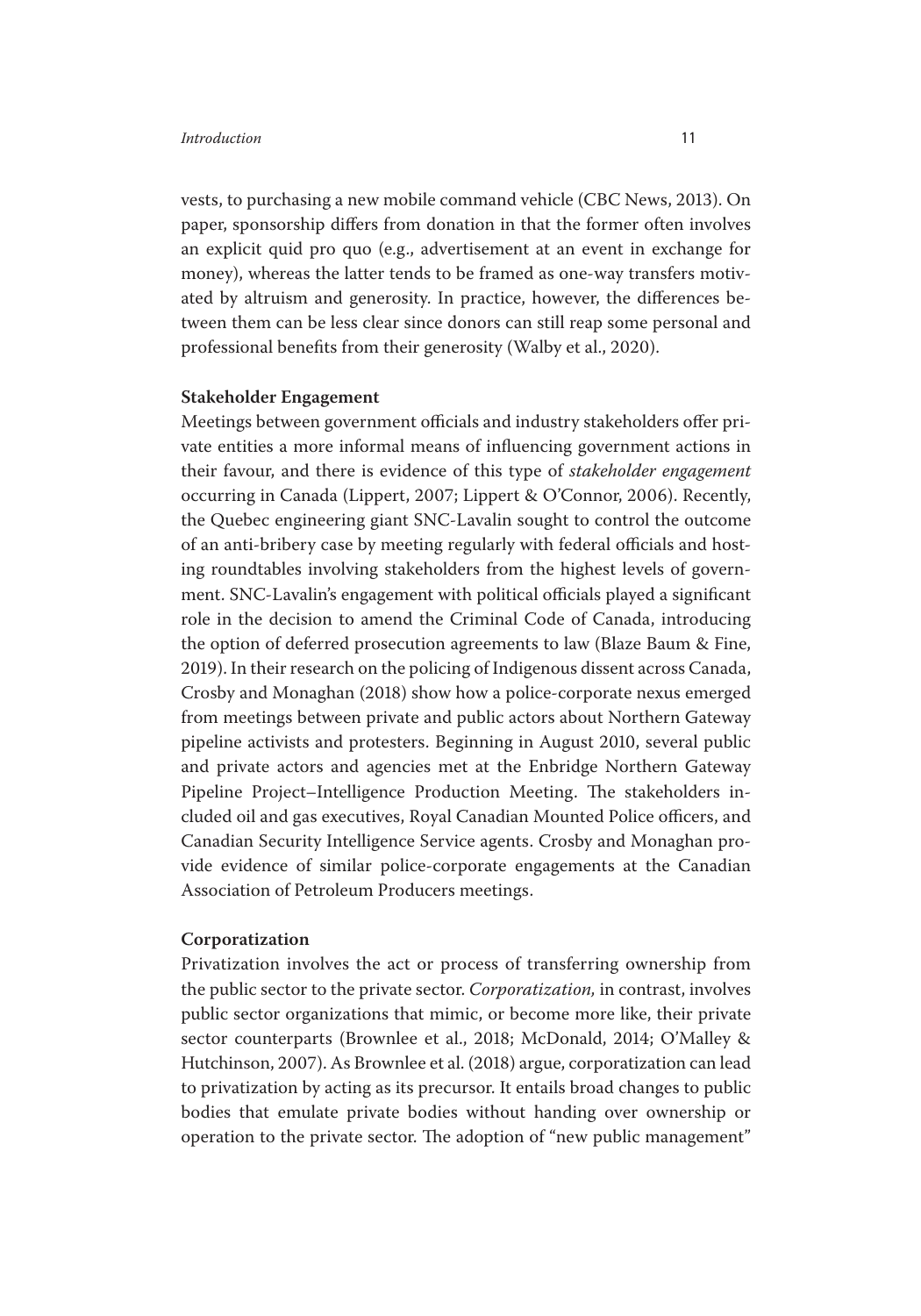vests, to purchasing a new mobile command vehicle (CBC News, 2013). On paper, sponsorship differs from donation in that the former often involves an explicit quid pro quo (e.g., advertisement at an event in exchange for money), whereas the latter tends to be framed as one-way transfers motivated by altruism and generosity. In practice, however, the differences between them can be less clear since donors can still reap some personal and professional benefits from their generosity (Walby et al., 2020).

### Stakeholder Engagement

Meetings between government officials and industry stakeholders offer private entities a more informal means of influencing government actions in their favour, and there is evidence of this type of *stakeholder engagement* occurring in Canada (Lippert, 2007; Lippert & O'Connor, 2006). Recently, the Quebec engineering giant SNC-Lavalin sought to control the outcome of an anti-bribery case by meeting regularly with federal officials and hosting roundtables involving stakeholders from the highest levels of government. SNC-Lavalin's engagement with political officials played a significant role in the decision to amend the Criminal Code of Canada, introducing the option of deferred prosecution agreements to law (Blaze Baum & Fine, 2019). In their research on the policing of Indigenous dissent across Canada, Crosby and Monaghan (2018) show how a police-corporate nexus emerged from meetings between private and public actors about Northern Gateway pipeline activists and protesters. Beginning in August 2010, several public and private actors and agencies met at the Enbridge Northern Gateway Pipeline Project–Intelligence Production Meeting. The stakeholders included oil and gas executives, Royal Canadian Mounted Police officers, and Canadian Security Intelligence Service agents. Crosby and Monaghan provide evidence of similar police-corporate engagements at the Canadian Association of Petroleum Producers meetings.

### Corporatization

Privatization involves the act or process of transferring ownership from the public sector to the private sector. *Corporatization,* in contrast, involves public sector organizations that mimic, or become more like, their private sector counterparts (Brownlee et al., 2018; McDonald, 2014; O'Malley & Hutchinson, 2007). As Brownlee et al. (2018) argue, corporatization can lead to privatization by acting as its precursor. It entails broad changes to public bodies that emulate private bodies without handing over ownership or operation to the private sector. The adoption of "new public management"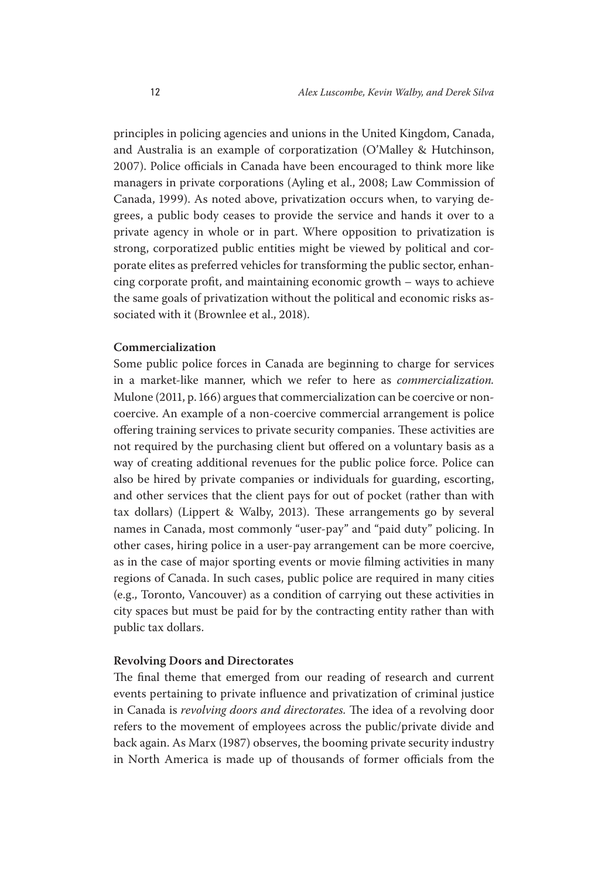principles in policing agencies and unions in the United Kingdom, Canada, and Australia is an example of corporatization (O'Malley & Hutchinson, 2007). Police officials in Canada have been encouraged to think more like managers in private corporations (Ayling et al., 2008; Law Commission of Canada, 1999). As noted above, privatization occurs when, to varying degrees, a public body ceases to provide the service and hands it over to a private agency in whole or in part. Where opposition to privatization is strong, corporatized public entities might be viewed by political and corporate elites as preferred vehicles for transforming the public sector, enhancing corporate profit, and maintaining economic growth – ways to achieve the same goals of privatization without the political and economic risks associated with it (Brownlee et al., 2018).

### Commercialization

Some public police forces in Canada are beginning to charge for services in a market-like manner, which we refer to here as *commercialization.* Mulone (2011, p. 166) argues that commercialization can be coercive or non-coercive. An example of a non-coercive commercial arrangement is police offering training services to private security companies. These activities are not required by the purchasing client but offered on a voluntary basis as a way of creating additional revenues for the public police force. Police can also be hired by private companies or individuals for guarding, escorting, and other services that the client pays for out of pocket (rather than with tax dollars) (Lippert & Walby, 2013). These arrangements go by several names in Canada, most commonly "user-pay" and "paid duty" policing. In other cases, hiring police in a user-pay arrangement can be more coercive, as in the case of major sporting events or movie filming activities in many regions of Canada. In such cases, public police are required in many cities (e.g., Toronto, Vancouver) as a condition of carrying out these activities in city spaces but must be paid for by the contracting entity rather than with public tax dollars.

### Revolving Doors and Directorates

The final theme that emerged from our reading of research and current events pertaining to private influence and privatization of criminal justice in Canada is *revolving doors and directorates.* The idea of a revolving door refers to the movement of employees across the public/private divide and back again. As Marx (1987) observes, the booming private security industry in North America is made up of thousands of former officials from the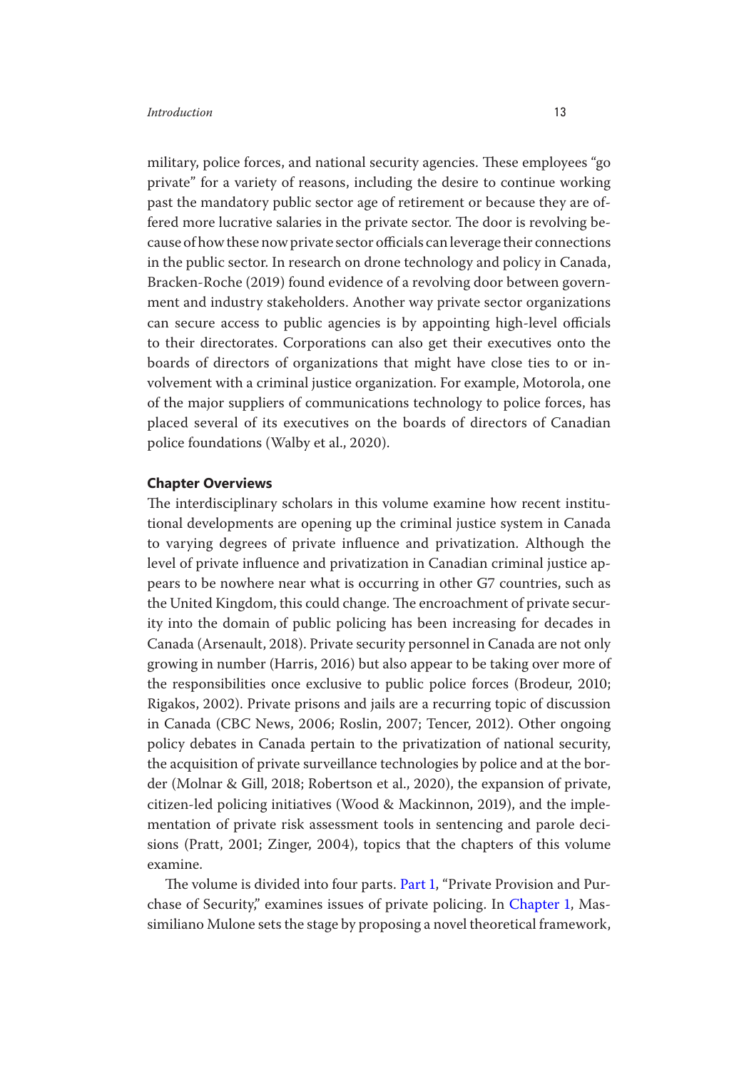military, police forces, and national security agencies. These employees "go private" for a variety of reasons, including the desire to continue working past the mandatory public sector age of retirement or because they are offered more lucrative salaries in the private sector. The door is revolving because of how these now private sector officials can leverage their connections in the public sector. In research on drone technology and policy in Canada, Bracken-Roche (2019) found evidence of a revolving door between government and industry stakeholders. Another way private sector organizations can secure access to public agencies is by appointing high-level officials to their directorates. Corporations can also get their executives onto the boards of directors of organizations that might have close ties to or involvement with a criminal justice organization. For example, Motorola, one of the major suppliers of communications technology to police forces, has placed several of its executives on the boards of directors of Canadian police foundations (Walby et al., 2020).

## Chapter Overviews

The interdisciplinary scholars in this volume examine how recent institutional developments are opening up the criminal justice system in Canada to varying degrees of private influence and privatization. Although the level of private influence and privatization in Canadian criminal justice appears to be nowhere near what is occurring in other G7 countries, such as the United Kingdom, this could change. The encroachment of private security into the domain of public policing has been increasing for decades in Canada (Arsenault, 2018). Private security personnel in Canada are not only growing in number (Harris, 2016) but also appear to be taking over more of the responsibilities once exclusive to public police forces (Brodeur, 2010; Rigakos, 2002). Private prisons and jails are a recurring topic of discussion in Canada (CBC News, 2006; Roslin, 2007; Tencer, 2012). Other ongoing policy debates in Canada pertain to the privatization of national security, the acquisition of private surveillance technologies by police and at the border (Molnar & Gill, 2018; Robertson et al., 2020), the expansion of private, citizen-led policing initiatives (Wood & Mackinnon, 2019), and the implementation of private risk assessment tools in sentencing and parole decisions (Pratt, 2001; Zinger, 2004), topics that the chapters of this volume examine.

The volume is divided into four parts. Part 1, "Private Provision and Purchase of Security," examines issues of private policing. In Chapter 1, Massimiliano Mulone sets the stage by proposing a novel theoretical framework,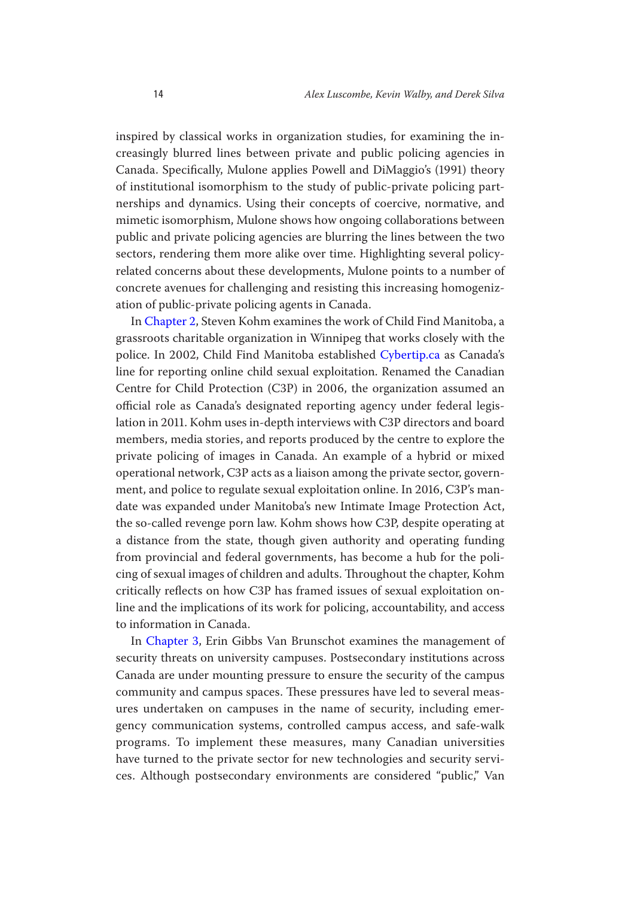inspired by classical works in organization studies, for examining the increasingly blurred lines between private and public policing agencies in Canada. Specifically, Mulone applies Powell and DiMaggio's (1991) theory of institutional isomorphism to the study of public-private policing partnerships and dynamics. Using their concepts of coercive, normative, and mimetic isomorphism, Mulone shows how ongoing collaborations between public and private policing agencies are blurring the lines between the two sectors, rendering them more alike over time. Highlighting several policy-related concerns about these developments, Mulone points to a number of concrete avenues for challenging and resisting this increasing homogenization of public-private policing agents in Canada.

In Chapter 2, Steven Kohm examines the work of Child Find Manitoba, a grassroots charitable organization in Winnipeg that works closely with the police. In 2002, Child Find Manitoba established Cybertip.ca as Canada's line for reporting online child sexual exploitation. Renamed the Canadian Centre for Child Protection (C3P) in 2006, the organization assumed an official role as Canada's designated reporting agency under federal legislation in 2011. Kohm uses in-depth interviews with C3P directors and board members, media stories, and reports produced by the centre to explore the private policing of images in Canada. An example of a hybrid or mixed operational network, C3P acts as a liaison among the private sector, government, and police to regulate sexual exploitation online. In 2016, C3P's mandate was expanded under Manitoba's new Intimate Image Protection Act, the so-called revenge porn law. Kohm shows how C3P, despite operating at a distance from the state, though given authority and operating funding from provincial and federal governments, has become a hub for the policing of sexual images of children and adults. Throughout the chapter, Kohm critically reflects on how C3P has framed issues of sexual exploitation online and the implications of its work for policing, accountability, and access to information in Canada.

In Chapter 3, Erin Gibbs Van Brunschot examines the management of security threats on university campuses. Postsecondary institutions across Canada are under mounting pressure to ensure the security of the campus community and campus spaces. These pressures have led to several measures undertaken on campuses in the name of security, including emergency communication systems, controlled campus access, and safe-walk programs. To implement these measures, many Canadian universities have turned to the private sector for new technologies and security services. Although postsecondary environments are considered "public," Van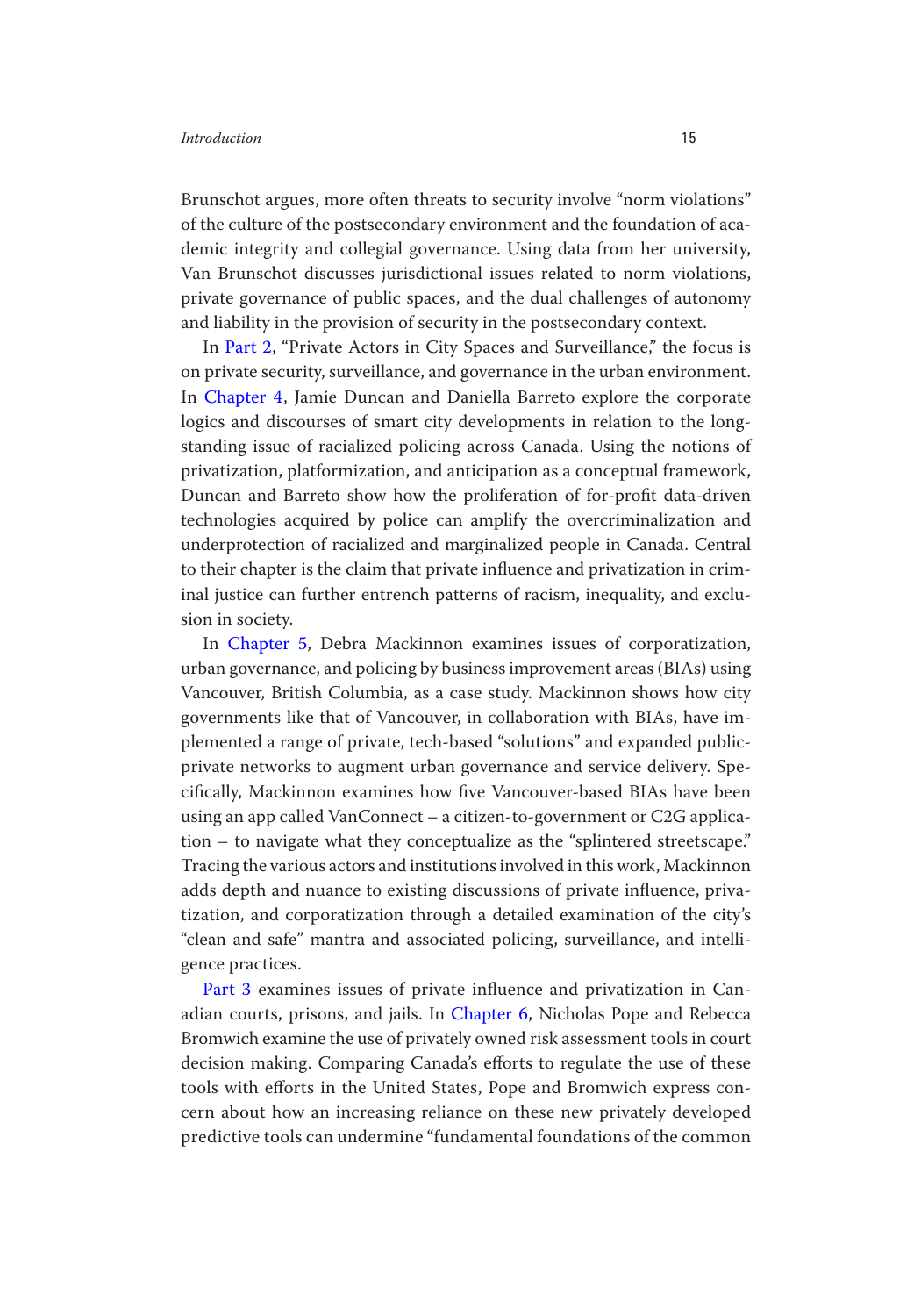Brunschot argues, more often threats to security involve "norm violations" of the culture of the postsecondary environment and the foundation of academic integrity and collegial governance. Using data from her university, Van Brunschot discusses jurisdictional issues related to norm violations, private governance of public spaces, and the dual challenges of autonomy and liability in the provision of security in the postsecondary context.

In Part 2, "Private Actors in City Spaces and Surveillance," the focus is on private security, surveillance, and governance in the urban environment. In Chapter 4, Jamie Duncan and Daniella Barreto explore the corporate logics and discourses of smart city developments in relation to the longstanding issue of racialized policing across Canada. Using the notions of privatization, platformization, and anticipation as a conceptual framework, Duncan and Barreto show how the proliferation of for-profit data-driven technologies acquired by police can amplify the overcriminalization and underprotection of racialized and marginalized people in Canada. Central to their chapter is the claim that private influence and privatization in criminal justice can further entrench patterns of racism, inequality, and exclusion in society.

In Chapter 5, Debra Mackinnon examines issues of corporatization, urban governance, and policing by business improvement areas (BIAs) using Vancouver, British Columbia, as a case study. Mackinnon shows how city governments like that of Vancouver, in collaboration with BIAs, have implemented a range of private, tech-based "solutions" and expanded public-private networks to augment urban governance and service delivery. Specifically, Mackinnon examines how five Vancouver-based BIAs have been using an app called VanConnect – a citizen-to-government or C2G application – to navigate what they conceptualize as the "splintered streetscape." Tracing the various actors and institutions involved in this work, Mackinnon adds depth and nuance to existing discussions of private influence, privatization, and corporatization through a detailed examination of the city's "clean and safe" mantra and associated policing, surveillance, and intelligence practices.

Part 3 examines issues of private influence and privatization in Canadian courts, prisons, and jails. In Chapter 6, Nicholas Pope and Rebecca Bromwich examine the use of privately owned risk assessment tools in court decision making. Comparing Canada's efforts to regulate the use of these tools with efforts in the United States, Pope and Bromwich express concern about how an increasing reliance on these new privately developed predictive tools can undermine "fundamental foundations of the common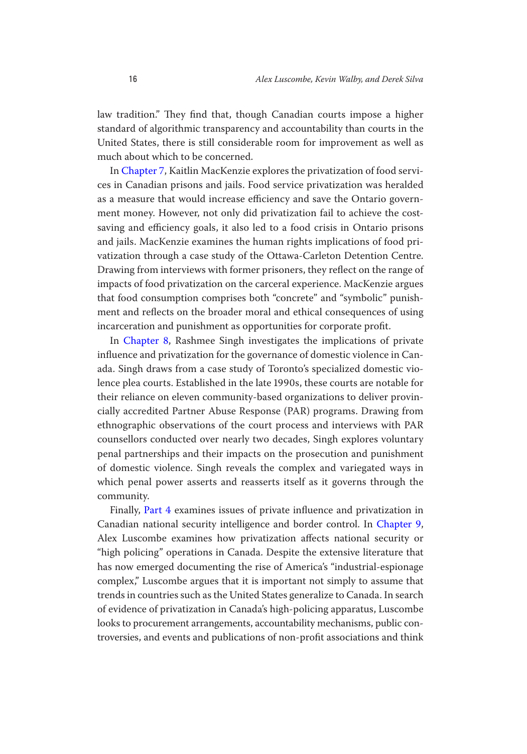law tradition." They find that, though Canadian courts impose a higher standard of algorithmic transparency and accountability than courts in the United States, there is still considerable room for improvement as well as much about which to be concerned.

In Chapter 7, Kaitlin MacKenzie explores the privatization of food services in Canadian prisons and jails. Food service privatization was heralded as a measure that would increase efficiency and save the Ontario government money. However, not only did privatization fail to achieve the cost-saving and efficiency goals, it also led to a food crisis in Ontario prisons and jails. MacKenzie examines the human rights implications of food privatization through a case study of the Ottawa-Carleton Detention Centre. Drawing from interviews with former prisoners, they reflect on the range of impacts of food privatization on the carceral experience. MacKenzie argues that food consumption comprises both "concrete" and "symbolic" punishment and reflects on the broader moral and ethical consequences of using incarceration and punishment as opportunities for corporate profit.

In Chapter 8, Rashmee Singh investigates the implications of private influence and privatization for the governance of domestic violence in Canada. Singh draws from a case study of Toronto's specialized domestic violence plea courts. Established in the late 1990s, these courts are notable for their reliance on eleven community-based organizations to deliver provincially accredited Partner Abuse Response (PAR) programs. Drawing from ethnographic observations of the court process and interviews with PAR counsellors conducted over nearly two decades, Singh explores voluntary penal partnerships and their impacts on the prosecution and punishment of domestic violence. Singh reveals the complex and variegated ways in which penal power asserts and reasserts itself as it governs through the community.

Finally, Part 4 examines issues of private influence and privatization in Canadian national security intelligence and border control. In Chapter 9, Alex Luscombe examines how privatization affects national security or "high policing" operations in Canada. Despite the extensive literature that has now emerged documenting the rise of America's "industrial-espionage complex," Luscombe argues that it is important not simply to assume that trends in countries such as the United States generalize to Canada. In search of evidence of privatization in Canada's high-policing apparatus, Luscombe looks to procurement arrangements, accountability mechanisms, public controversies, and events and publications of non-profit associations and think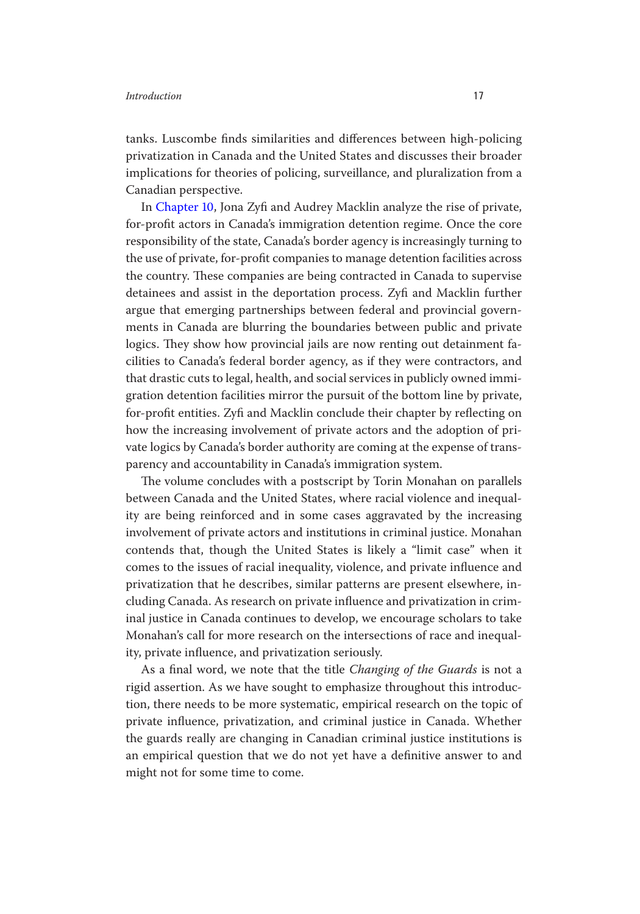tanks. Luscombe finds similarities and differences between high-policing privatization in Canada and the United States and discusses their broader implications for theories of policing, surveillance, and pluralization from a Canadian perspective.

In Chapter 10, Jona Zyfi and Audrey Macklin analyze the rise of private, for-profit actors in Canada's immigration detention regime. Once the core responsibility of the state, Canada's border agency is increasingly turning to the use of private, for-profit companies to manage detention facilities across the country. These companies are being contracted in Canada to supervise detainees and assist in the deportation process. Zyfi and Macklin further argue that emerging partnerships between federal and provincial governments in Canada are blurring the boundaries between public and private logics. They show how provincial jails are now renting out detainment facilities to Canada's federal border agency, as if they were contractors, and that drastic cuts to legal, health, and social services in publicly owned immigration detention facilities mirror the pursuit of the bottom line by private, for-profit entities. Zyfi and Macklin conclude their chapter by reflecting on how the increasing involvement of private actors and the adoption of private logics by Canada's border authority are coming at the expense of transparency and accountability in Canada's immigration system.

The volume concludes with a postscript by Torin Monahan on parallels between Canada and the United States, where racial violence and inequality are being reinforced and in some cases aggravated by the increasing involvement of private actors and institutions in criminal justice. Monahan contends that, though the United States is likely a "limit case" when it comes to the issues of racial inequality, violence, and private influence and privatization that he describes, similar patterns are present elsewhere, including Canada. As research on private influence and privatization in criminal justice in Canada continues to develop, we encourage scholars to take Monahan's call for more research on the intersections of race and inequality, private influence, and privatization seriously.

As a final word, we note that the title *Changing of the Guards* is not a rigid assertion. As we have sought to emphasize throughout this introduction, there needs to be more systematic, empirical research on the topic of private influence, privatization, and criminal justice in Canada. Whether the guards really are changing in Canadian criminal justice institutions is an empirical question that we do not yet have a definitive answer to and might not for some time to come.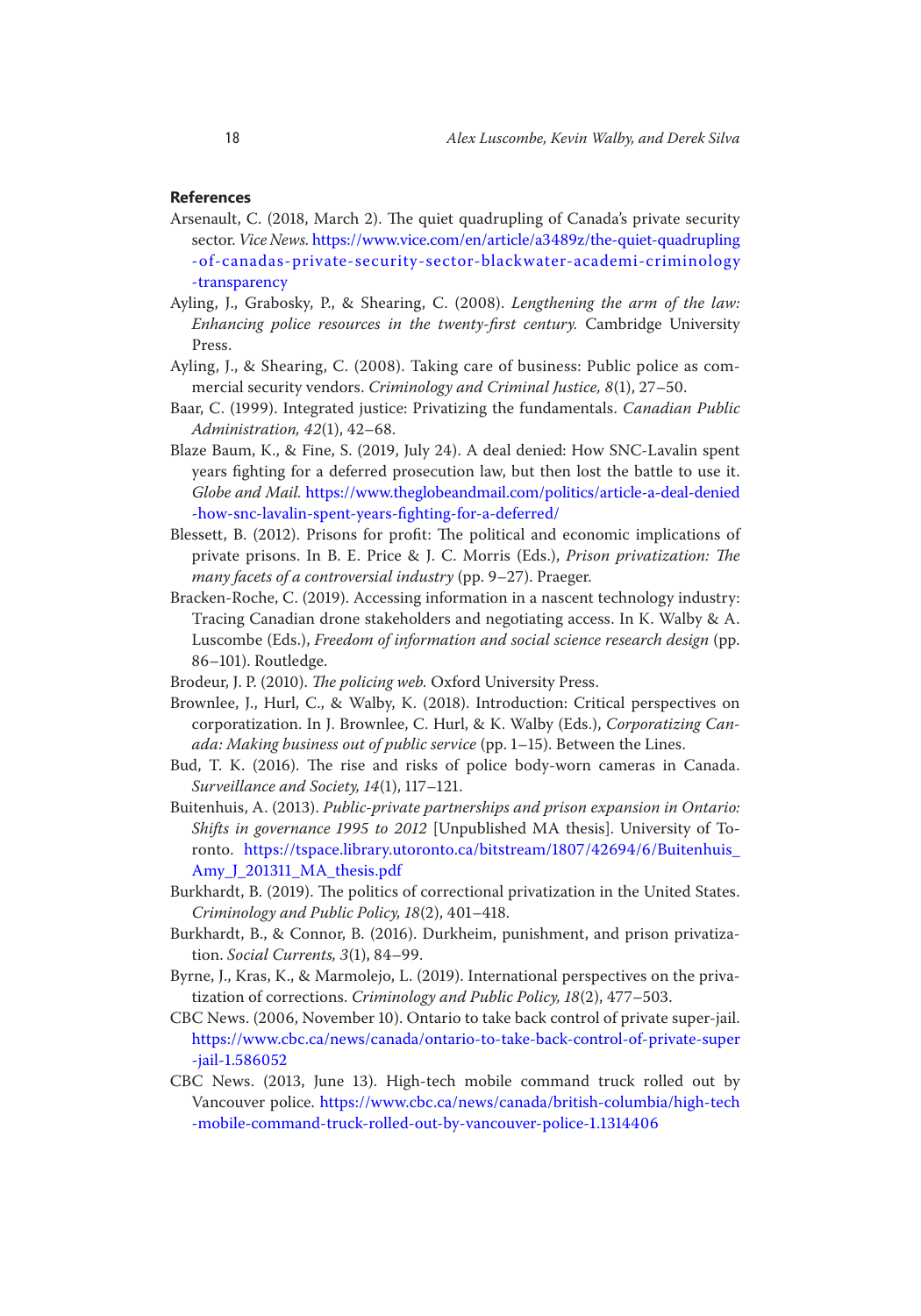## References

Arsenault, C. (2018, March 2). The quiet quadrupling of Canada's private security sector. *Vice News*. https://www.vice.com/en/article/a3489z/the-quiet-quadrupling-of-canadas-private-security-sector-blackwater-academi-criminology-transparency

Ayling, J., Grabosky, P., & Shearing, C. (2008). *Lengthening the arm of the law: Enhancing police resources in the twenty-first century*. Cambridge University Press.

Ayling, J., & Shearing, C. (2008). Taking care of business: Public police as commercial security vendors. *Criminology and Criminal Justice, 8*(1), 27–50.

Baar, C. (1999). Integrated justice: Privatizing the fundamentals. *Canadian Public Administration, 42*(1), 42–68.

Blaze Baum, K., & Fine, S. (2019, July 24). A deal denied: How SNC-Lavalin spent years fighting for a deferred prosecution law, but then lost the battle to use it. *Globe and Mail*. https://www.theglobeandmail.com/politics/article-a-deal-denied-how-snc-lavalin-spent-years-fighting-for-a-deferred/

Blessett, B. (2012). Prisons for profit: The political and economic implications of private prisons. In B. E. Price & J. C. Morris (Eds.), *Prison privatization: The many facets of a controversial industry* (pp. 9–27). Praeger.

Bracken-Roche, C. (2019). Accessing information in a nascent technology industry: Tracing Canadian drone stakeholders and negotiating access. In K. Walby & A. Luscombe (Eds.), *Freedom of information and social science research design* (pp. 86–101). Routledge.

Brodeur, J. P. (2010). *The policing web*. Oxford University Press.

Brownlee, J., Hurl, C., & Walby, K. (2018). Introduction: Critical perspectives on corporatization. In J. Brownlee, C. Hurl, & K. Walby (Eds.), *Corporatizing Canada: Making business out of public service* (pp. 1–15). Between the Lines.

Bud, T. K. (2016). The rise and risks of police body-worn cameras in Canada. *Surveillance and Society, 14*(1), 117–121.

Buitenhuis, A. (2013). *Public-private partnerships and prison expansion in Ontario: Shifts in governance 1995 to 2012* [Unpublished MA thesis]. University of Toronto. https://tspace.library.utoronto.ca/bitstream/1807/42694/6/Buitenhuis_Amy_J_201311_MA_thesis.pdf

Burkhardt, B. (2019). The politics of correctional privatization in the United States. *Criminology and Public Policy, 18*(2), 401–418.

Burkhardt, B., & Connor, B. (2016). Durkheim, punishment, and prison privatization. *Social Currents, 3*(1), 84–99.

Byrne, J., Kras, K., & Marmolejo, L. (2019). International perspectives on the privatization of corrections. *Criminology and Public Policy, 18*(2), 477–503.

CBC News. (2006, November 10). Ontario to take back control of private super-jail. https://www.cbc.ca/news/canada/ontario-to-take-back-control-of-private-super-jail-1.586052

CBC News. (2013, June 13). High-tech mobile command truck rolled out by Vancouver police. https://www.cbc.ca/news/canada/british-columbia/high-tech-mobile-command-truck-rolled-out-by-vancouver-police-1.1314406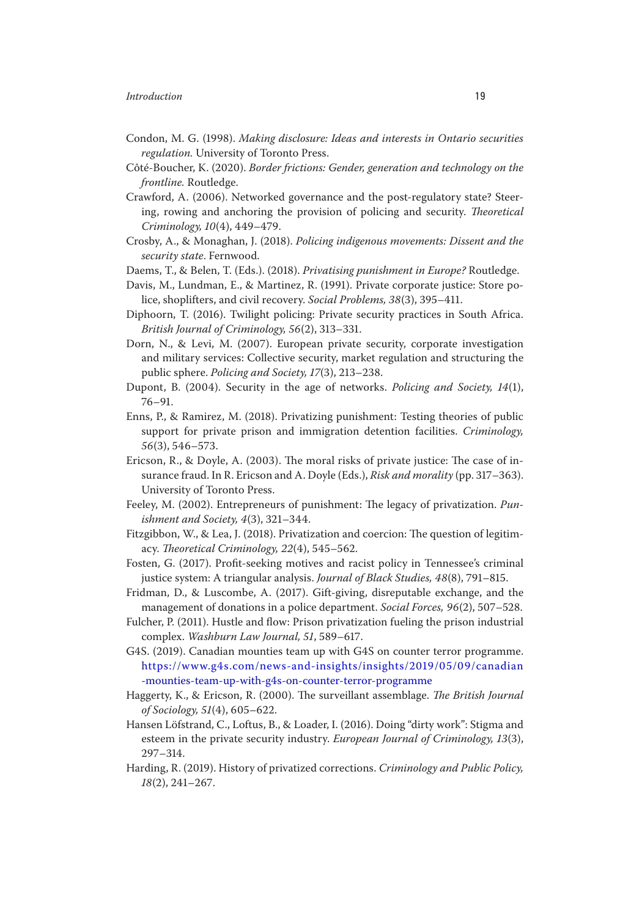Condon, M. G. (1998). *Making disclosure: Ideas and interests in Ontario securities regulation.* University of Toronto Press.

Côté-Boucher, K. (2020). *Border frictions: Gender, generation and technology on the frontline.* Routledge.

Crawford, A. (2006). Networked governance and the post-regulatory state? Steering, rowing and anchoring the provision of policing and security. *Theoretical Criminology, 10*(4), 449–479.

Crosby, A., & Monaghan, J. (2018). *Policing indigenous movements: Dissent and the security state*. Fernwood.

Daems, T., & Belen, T. (Eds.). (2018). *Privatising punishment in Europe?* Routledge.

Davis, M., Lundman, E., & Martinez, R. (1991). Private corporate justice: Store police, shoplifters, and civil recovery. *Social Problems, 38*(3), 395–411.

Diphoorn, T. (2016). Twilight policing: Private security practices in South Africa. *British Journal of Criminology, 56*(2), 313–331.

Dorn, N., & Levi, M. (2007). European private security, corporate investigation and military services: Collective security, market regulation and structuring the public sphere. *Policing and Society, 17*(3), 213–238.

Dupont, B. (2004). Security in the age of networks. *Policing and Society, 14*(1), 76–91.

Enns, P., & Ramirez, M. (2018). Privatizing punishment: Testing theories of public support for private prison and immigration detention facilities. *Criminology, 56*(3), 546–573.

Ericson, R., & Doyle, A. (2003). The moral risks of private justice: The case of insurance fraud. In R. Ericson and A. Doyle (Eds.), *Risk and morality* (pp. 317–363). University of Toronto Press.

Feeley, M. (2002). Entrepreneurs of punishment: The legacy of privatization. *Punishment and Society, 4*(3), 321–344.

Fitzgibbon, W., & Lea, J. (2018). Privatization and coercion: The question of legitimacy. *Theoretical Criminology, 22*(4), 545–562.

Fosten, G. (2017). Profit-seeking motives and racist policy in Tennessee's criminal justice system: A triangular analysis. *Journal of Black Studies, 48*(8), 791–815.

Fridman, D., & Luscombe, A. (2017). Gift-giving, disreputable exchange, and the management of donations in a police department. *Social Forces, 96*(2), 507–528.

Fulcher, P. (2011). Hustle and flow: Prison privatization fueling the prison industrial complex. *Washburn Law Journal, 51*, 589–617.

G4S. (2019). Canadian mounties team up with G4S on counter terror programme. https://www.g4s.com/news-and-insights/insights/2019/05/09/canadian-mounties-team-up-with-g4s-on-counter-terror-programme

Haggerty, K., & Ericson, R. (2000). The surveillant assemblage. *The British Journal of Sociology, 51*(4), 605–622.

Hansen Löfstrand, C., Loftus, B., & Loader, I. (2016). Doing "dirty work": Stigma and esteem in the private security industry. *European Journal of Criminology, 13*(3), 297–314.

Harding, R. (2019). History of privatized corrections. *Criminology and Public Policy, 18*(2), 241–267.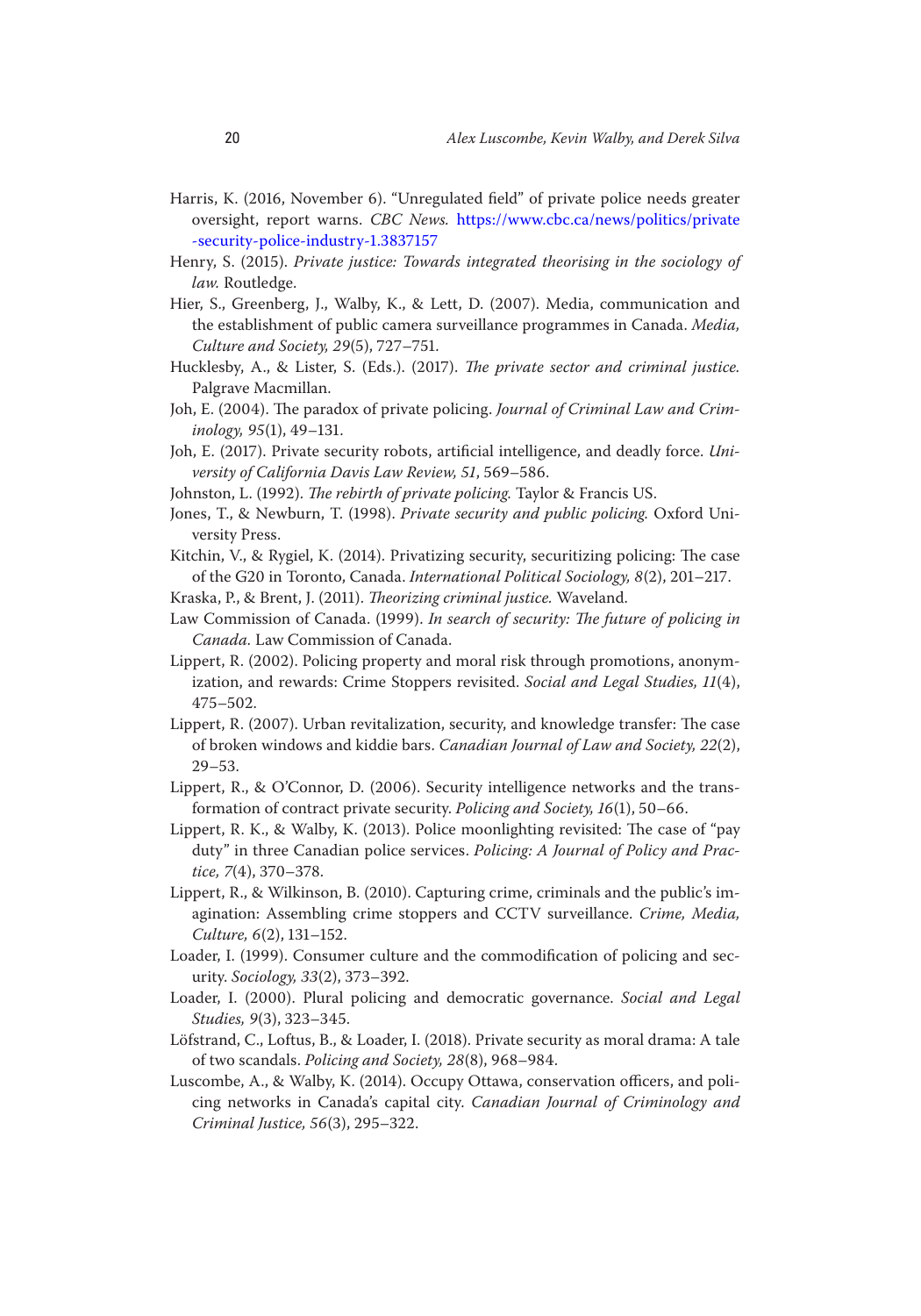Harris, K. (2016, November 6). "Unregulated field" of private police needs greater oversight, report warns. *CBC News.* https://www.cbc.ca/news/politics/private-security-police-industry-1.3837157

Henry, S. (2015). *Private justice: Towards integrated theorising in the sociology of law.* Routledge.

Hier, S., Greenberg, J., Walby, K., & Lett, D. (2007). Media, communication and the establishment of public camera surveillance programmes in Canada. *Media, Culture and Society, 29*(5), 727–751.

Hucklesby, A., & Lister, S. (Eds.). (2017). *The private sector and criminal justice.* Palgrave Macmillan.

Joh, E. (2004). The paradox of private policing. *Journal of Criminal Law and Criminology, 95*(1), 49–131.

Joh, E. (2017). Private security robots, artificial intelligence, and deadly force. *University of California Davis Law Review, 51*, 569–586.

Johnston, L. (1992). *The rebirth of private policing.* Taylor & Francis US.

Jones, T., & Newburn, T. (1998). *Private security and public policing.* Oxford University Press.

Kitchin, V., & Rygiel, K. (2014). Privatizing security, securitizing policing: The case of the G20 in Toronto, Canada. *International Political Sociology, 8*(2), 201–217.

Kraska, P., & Brent, J. (2011). *Theorizing criminal justice.* Waveland.

Law Commission of Canada. (1999). *In search of security: The future of policing in Canada.* Law Commission of Canada.

Lippert, R. (2002). Policing property and moral risk through promotions, anonymization, and rewards: Crime Stoppers revisited. *Social and Legal Studies, 11*(4), 475–502.

Lippert, R. (2007). Urban revitalization, security, and knowledge transfer: The case of broken windows and kiddie bars. *Canadian Journal of Law and Society, 22*(2), 29–53.

Lippert, R., & O'Connor, D. (2006). Security intelligence networks and the transformation of contract private security. *Policing and Society, 16*(1), 50–66.

Lippert, R. K., & Walby, K. (2013). Police moonlighting revisited: The case of "pay duty" in three Canadian police services. *Policing: A Journal of Policy and Practice, 7*(4), 370–378.

Lippert, R., & Wilkinson, B. (2010). Capturing crime, criminals and the public's imagination: Assembling crime stoppers and CCTV surveillance. *Crime, Media, Culture, 6*(2), 131–152.

Loader, I. (1999). Consumer culture and the commodification of policing and security. *Sociology, 33*(2), 373–392.

Loader, I. (2000). Plural policing and democratic governance. *Social and Legal Studies, 9*(3), 323–345.

Löfstrand, C., Loftus, B., & Loader, I. (2018). Private security as moral drama: A tale of two scandals. *Policing and Society, 28*(8), 968–984.

Luscombe, A., & Walby, K. (2014). Occupy Ottawa, conservation officers, and policing networks in Canada's capital city. *Canadian Journal of Criminology and Criminal Justice, 56*(3), 295–322.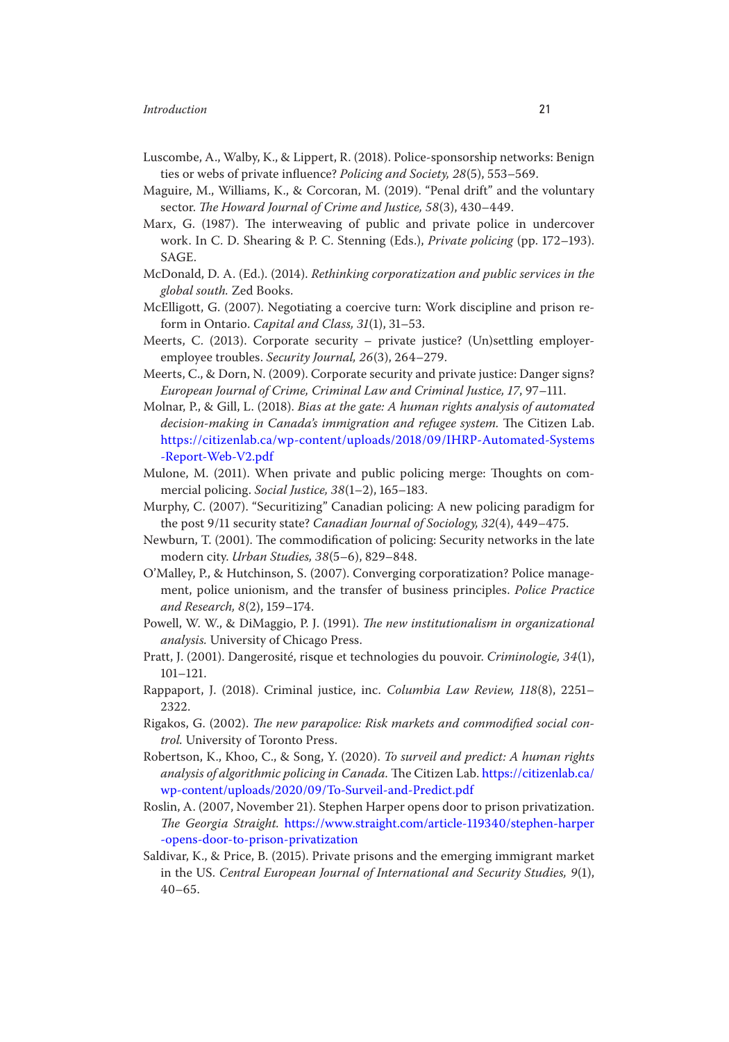Luscombe, A., Walby, K., & Lippert, R. (2018). Police-sponsorship networks: Benign ties or webs of private influence? *Policing and Society, 28*(5), 553–569.

Maguire, M., Williams, K., & Corcoran, M. (2019). "Penal drift" and the voluntary sector. *The Howard Journal of Crime and Justice, 58*(3), 430–449.

Marx, G. (1987). The interweaving of public and private police in undercover work. In C. D. Shearing & P. C. Stenning (Eds.), *Private policing* (pp. 172–193). SAGE.

McDonald, D. A. (Ed.). (2014). *Rethinking corporatization and public services in the global south.* Zed Books.

McElligott, G. (2007). Negotiating a coercive turn: Work discipline and prison reform in Ontario. *Capital and Class, 31*(1), 31–53.

Meerts, C. (2013). Corporate security – private justice? (Un)settling employer-employee troubles. *Security Journal, 26*(3), 264–279.

Meerts, C., & Dorn, N. (2009). Corporate security and private justice: Danger signs? *European Journal of Crime, Criminal Law and Criminal Justice, 17*, 97–111.

Molnar, P., & Gill, L. (2018). *Bias at the gate: A human rights analysis of automated decision-making in Canada's immigration and refugee system.* The Citizen Lab. https://citizenlab.ca/wp-content/uploads/2018/09/IHRP-Automated-Systems-Report-Web-V2.pdf

Mulone, M. (2011). When private and public policing merge: Thoughts on commercial policing. *Social Justice, 38*(1–2), 165–183.

Murphy, C. (2007). "Securitizing" Canadian policing: A new policing paradigm for the post 9/11 security state? *Canadian Journal of Sociology, 32*(4), 449–475.

Newburn, T. (2001). The commodification of policing: Security networks in the late modern city. *Urban Studies, 38*(5–6), 829–848.

O'Malley, P., & Hutchinson, S. (2007). Converging corporatization? Police management, police unionism, and the transfer of business principles. *Police Practice and Research, 8*(2), 159–174.

Powell, W. W., & DiMaggio, P. J. (1991). *The new institutionalism in organizational analysis.* University of Chicago Press.

Pratt, J. (2001). Dangerosité, risque et technologies du pouvoir. *Criminologie, 34*(1), 101–121.

Rappaport, J. (2018). Criminal justice, inc. *Columbia Law Review, 118*(8), 2251–2322.

Rigakos, G. (2002). *The new parapolice: Risk markets and commodified social control.* University of Toronto Press.

Robertson, K., Khoo, C., & Song, Y. (2020). *To surveil and predict: A human rights analysis of algorithmic policing in Canada.* The Citizen Lab. https://citizenlab.ca/wp-content/uploads/2020/09/To-Surveil-and-Predict.pdf

Roslin, A. (2007, November 21). Stephen Harper opens door to prison privatization. *The Georgia Straight.* https://www.straight.com/article-119340/stephen-harper-opens-door-to-prison-privatization

Saldivar, K., & Price, B. (2015). Private prisons and the emerging immigrant market in the US. *Central European Journal of International and Security Studies, 9*(1), 40–65.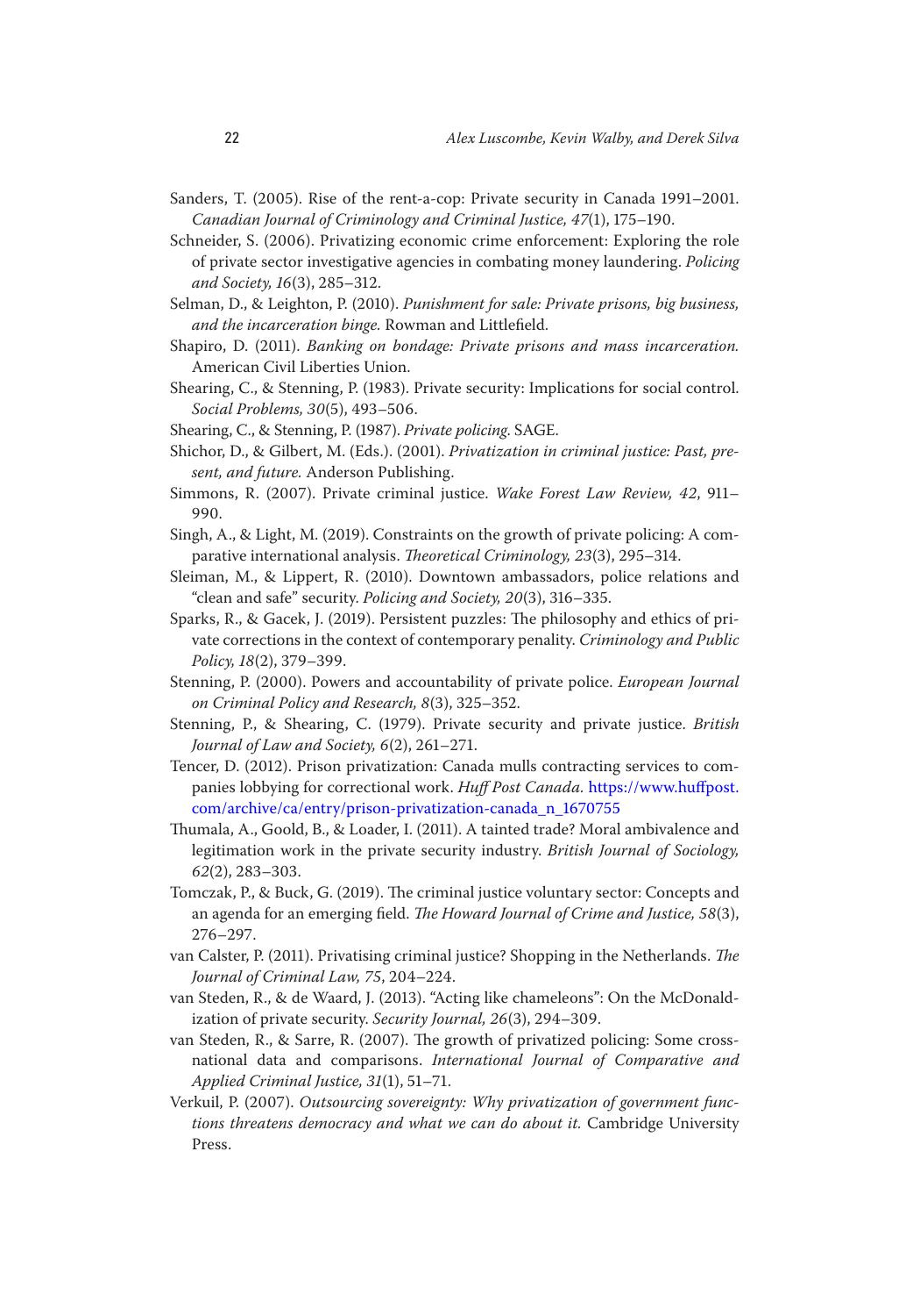Sanders, T. (2005). Rise of the rent-a-cop: Private security in Canada 1991–2001. *Canadian Journal of Criminology and Criminal Justice, 47*(1), 175–190.

Schneider, S. (2006). Privatizing economic crime enforcement: Exploring the role of private sector investigative agencies in combating money laundering. *Policing and Society, 16*(3), 285–312.

Selman, D., & Leighton, P. (2010). *Punishment for sale: Private prisons, big business, and the incarceration binge.* Rowman and Littlefield.

Shapiro, D. (2011). *Banking on bondage: Private prisons and mass incarceration.* American Civil Liberties Union.

Shearing, C., & Stenning, P. (1983). Private security: Implications for social control. *Social Problems, 30*(5), 493–506.

Shearing, C., & Stenning, P. (1987). *Private policing.* SAGE.

Shichor, D., & Gilbert, M. (Eds.). (2001). *Privatization in criminal justice: Past, present, and future.* Anderson Publishing.

Simmons, R. (2007). Private criminal justice. *Wake Forest Law Review, 42*, 911–990.

Singh, A., & Light, M. (2019). Constraints on the growth of private policing: A comparative international analysis. *Theoretical Criminology, 23*(3), 295–314.

Sleiman, M., & Lippert, R. (2010). Downtown ambassadors, police relations and "clean and safe" security. *Policing and Society, 20*(3), 316–335.

Sparks, R., & Gacek, J. (2019). Persistent puzzles: The philosophy and ethics of private corrections in the context of contemporary penality. *Criminology and Public Policy, 18*(2), 379–399.

Stenning, P. (2000). Powers and accountability of private police. *European Journal on Criminal Policy and Research, 8*(3), 325–352.

Stenning, P., & Shearing, C. (1979). Private security and private justice. *British Journal of Law and Society, 6*(2), 261–271.

Tencer, D. (2012). Prison privatization: Canada mulls contracting services to companies lobbying for correctional work. *Huff Post Canada.* https://www.huffpost.com/archive/ca/entry/prison-privatization-canada_n_1670755

Thumala, A., Goold, B., & Loader, I. (2011). A tainted trade? Moral ambivalence and legitimation work in the private security industry. *British Journal of Sociology, 62*(2), 283–303.

Tomczak, P., & Buck, G. (2019). The criminal justice voluntary sector: Concepts and an agenda for an emerging field. *The Howard Journal of Crime and Justice, 58*(3), 276–297.

van Calster, P. (2011). Privatising criminal justice? Shopping in the Netherlands. *The Journal of Criminal Law, 75*, 204–224.

van Steden, R., & de Waard, J. (2013). "Acting like chameleons": On the McDonaldization of private security. *Security Journal, 26*(3), 294–309.

van Steden, R., & Sarre, R. (2007). The growth of privatized policing: Some cross-national data and comparisons. *International Journal of Comparative and Applied Criminal Justice, 31*(1), 51–71.

Verkuil, P. (2007). *Outsourcing sovereignty: Why privatization of government functions threatens democracy and what we can do about it.* Cambridge University Press.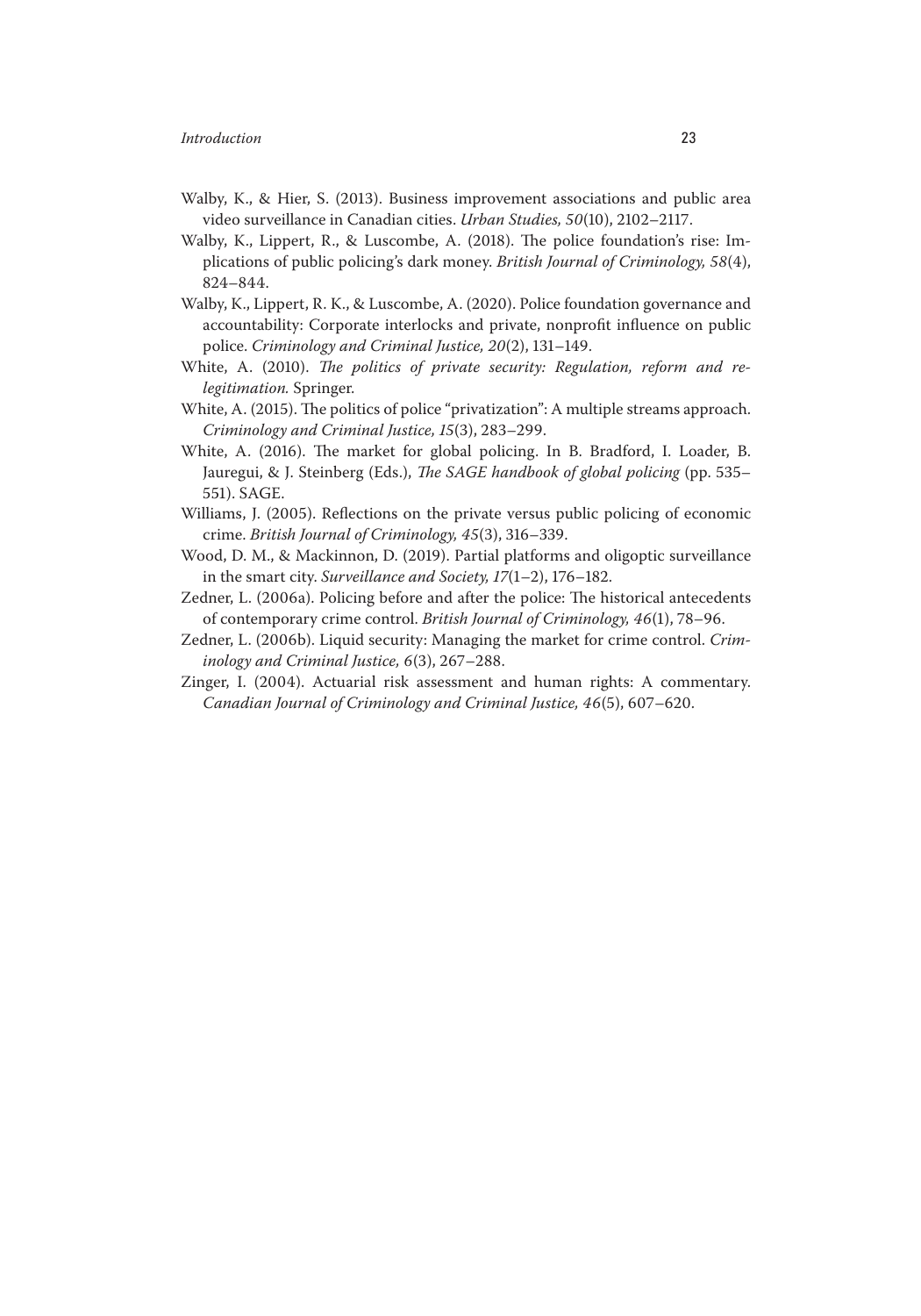Walby, K., & Hier, S. (2013). Business improvement associations and public area video surveillance in Canadian cities. *Urban Studies, 50*(10), 2102–2117.

Walby, K., Lippert, R., & Luscombe, A. (2018). The police foundation's rise: Implications of public policing's dark money. *British Journal of Criminology, 58*(4), 824–844.

Walby, K., Lippert, R. K., & Luscombe, A. (2020). Police foundation governance and accountability: Corporate interlocks and private, nonprofit influence on public police. *Criminology and Criminal Justice, 20*(2), 131–149.

White, A. (2010). *The politics of private security: Regulation, reform and re-legitimation.* Springer.

White, A. (2015). The politics of police "privatization": A multiple streams approach. *Criminology and Criminal Justice, 15*(3), 283–299.

White, A. (2016). The market for global policing. In B. Bradford, I. Loader, B. Jauregui, & J. Steinberg (Eds.), *The SAGE handbook of global policing* (pp. 535–551). SAGE.

Williams, J. (2005). Reflections on the private versus public policing of economic crime. *British Journal of Criminology, 45*(3), 316–339.

Wood, D. M., & Mackinnon, D. (2019). Partial platforms and oligoptic surveillance in the smart city. *Surveillance and Society, 17*(1–2), 176–182.

Zedner, L. (2006a). Policing before and after the police: The historical antecedents of contemporary crime control. *British Journal of Criminology, 46*(1), 78–96.

Zedner, L. (2006b). Liquid security: Managing the market for crime control. *Criminology and Criminal Justice, 6*(3), 267–288.

Zinger, I. (2004). Actuarial risk assessment and human rights: A commentary. *Canadian Journal of Criminology and Criminal Justice, 46*(5), 607–620.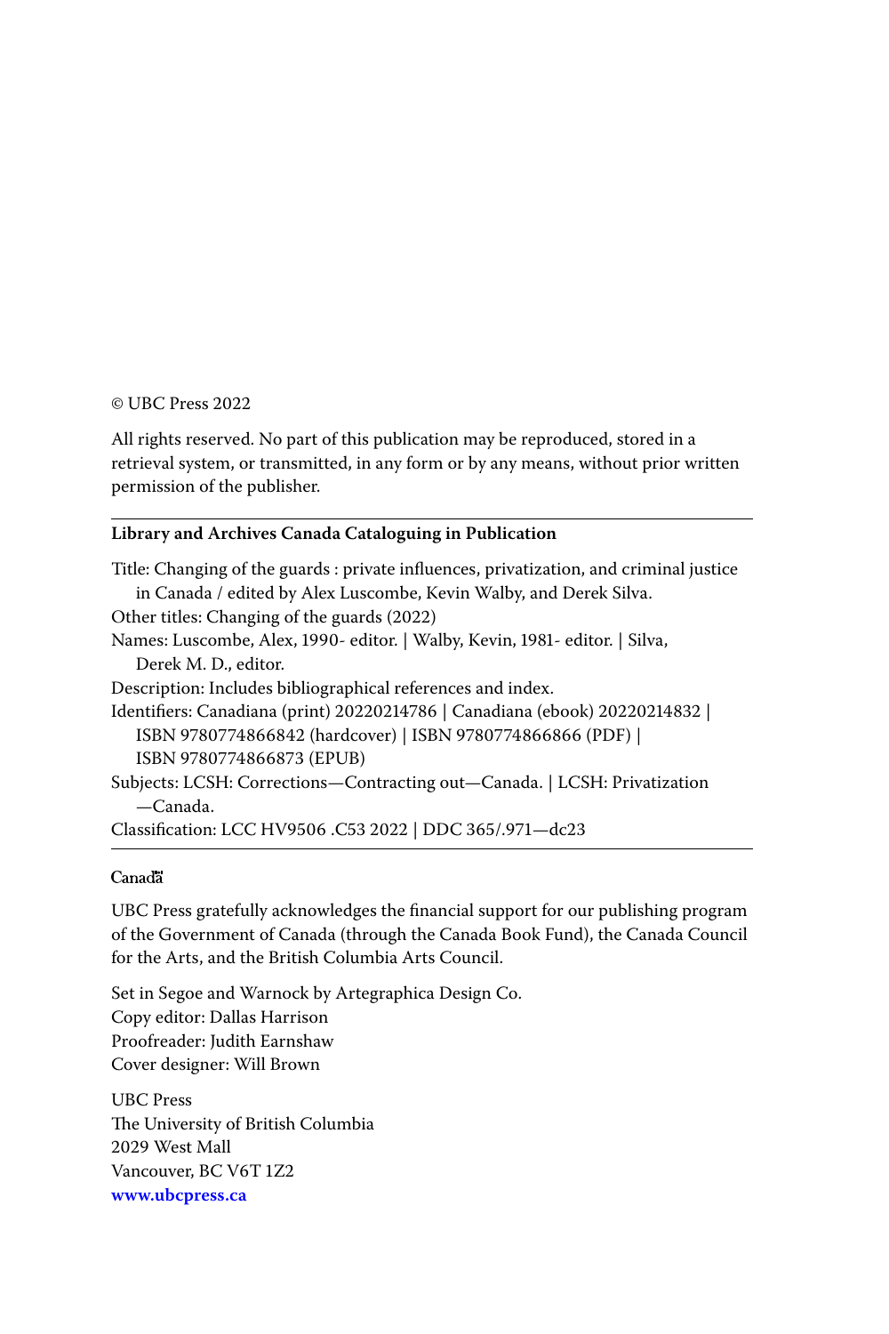© UBC Press 2022

All rights reserved. No part of this publication may be reproduced, stored in a retrieval system, or transmitted, in any form or by any means, without prior written permission of the publisher.

---

**Library and Archives Canada Cataloguing in Publication**

Title: Changing of the guards : private influences, privatization, and criminal justice in Canada / edited by Alex Luscombe, Kevin Walby, and Derek Silva.
Other titles: Changing of the guards (2022)
Names: Luscombe, Alex, 1990- editor. | Walby, Kevin, 1981- editor. | Silva, Derek M. D., editor.
Description: Includes bibliographical references and index.
Identifiers: Canadiana (print) 20220214786 | Canadiana (ebook) 20220214832 | ISBN 9780774866842 (hardcover) | ISBN 9780774866866 (PDF) | ISBN 9780774866873 (EPUB)
Subjects: LCSH: Corrections—Contracting out—Canada. | LCSH: Privatization—Canada.
Classification: LCC HV9506 .C53 2022 | DDC 365/.971—dc23

---

Canadä

UBC Press gratefully acknowledges the financial support for our publishing program of the Government of Canada (through the Canada Book Fund), the Canada Council for the Arts, and the British Columbia Arts Council.

Set in Segoe and Warnock by Artegraphica Design Co.
Copy editor: Dallas Harrison
Proofreader: Judith Earnshaw
Cover designer: Will Brown

UBC Press
The University of British Columbia
2029 West Mall
Vancouver, BC V6T 1Z2
www.ubcpress.ca